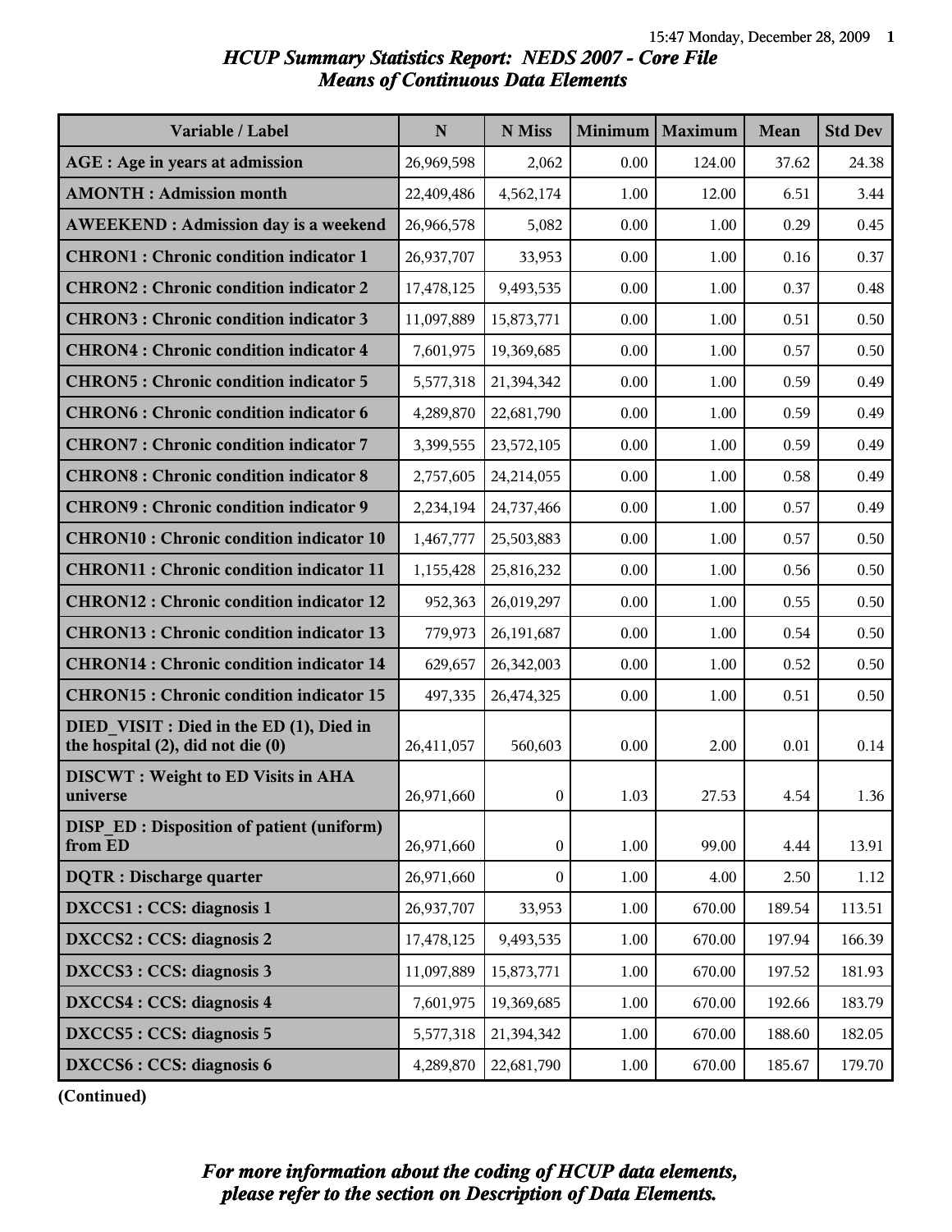# HCUP Summary Statistics Report: NEDS 2007 - Core File

## Means of Continuous Data Elements

| Variable / Label | N | N Miss | Minimum | Maximum | Mean | Std Dev |
|---|---|---|---|---|---|---|
| AGE : Age in years at admission | 26,969,598 | 2,062 | 0.00 | 124.00 | 37.62 | 24.38 |
| AMONTH : Admission month | 22,409,486 | 4,562,174 | 1.00 | 12.00 | 6.51 | 3.44 |
| AWEEKEND : Admission day is a weekend | 26,966,578 | 5,082 | 0.00 | 1.00 | 0.29 | 0.45 |
| CHRON1 : Chronic condition indicator 1 | 26,937,707 | 33,953 | 0.00 | 1.00 | 0.16 | 0.37 |
| CHRON2 : Chronic condition indicator 2 | 17,478,125 | 9,493,535 | 0.00 | 1.00 | 0.37 | 0.48 |
| CHRON3 : Chronic condition indicator 3 | 11,097,889 | 15,873,771 | 0.00 | 1.00 | 0.51 | 0.50 |
| CHRON4 : Chronic condition indicator 4 | 7,601,975 | 19,369,685 | 0.00 | 1.00 | 0.57 | 0.50 |
| CHRON5 : Chronic condition indicator 5 | 5,577,318 | 21,394,342 | 0.00 | 1.00 | 0.59 | 0.49 |
| CHRON6 : Chronic condition indicator 6 | 4,289,870 | 22,681,790 | 0.00 | 1.00 | 0.59 | 0.49 |
| CHRON7 : Chronic condition indicator 7 | 3,399,555 | 23,572,105 | 0.00 | 1.00 | 0.59 | 0.49 |
| CHRON8 : Chronic condition indicator 8 | 2,757,605 | 24,214,055 | 0.00 | 1.00 | 0.58 | 0.49 |
| CHRON9 : Chronic condition indicator 9 | 2,234,194 | 24,737,466 | 0.00 | 1.00 | 0.57 | 0.49 |
| CHRON10 : Chronic condition indicator 10 | 1,467,777 | 25,503,883 | 0.00 | 1.00 | 0.57 | 0.50 |
| CHRON11 : Chronic condition indicator 11 | 1,155,428 | 25,816,232 | 0.00 | 1.00 | 0.56 | 0.50 |
| CHRON12 : Chronic condition indicator 12 | 952,363 | 26,019,297 | 0.00 | 1.00 | 0.55 | 0.50 |
| CHRON13 : Chronic condition indicator 13 | 779,973 | 26,191,687 | 0.00 | 1.00 | 0.54 | 0.50 |
| CHRON14 : Chronic condition indicator 14 | 629,657 | 26,342,003 | 0.00 | 1.00 | 0.52 | 0.50 |
| CHRON15 : Chronic condition indicator 15 | 497,335 | 26,474,325 | 0.00 | 1.00 | 0.51 | 0.50 |
| DIED_VISIT : Died in the ED (1), Died in the hospital (2), did not die (0) | 26,411,057 | 560,603 | 0.00 | 2.00 | 0.01 | 0.14 |
| DISCWT : Weight to ED Visits in AHA universe | 26,971,660 | 0 | 1.03 | 27.53 | 4.54 | 1.36 |
| DISP_ED : Disposition of patient (uniform) from ED | 26,971,660 | 0 | 1.00 | 99.00 | 4.44 | 13.91 |
| DQTR : Discharge quarter | 26,971,660 | 0 | 1.00 | 4.00 | 2.50 | 1.12 |
| DXCCS1 : CCS: diagnosis 1 | 26,937,707 | 33,953 | 1.00 | 670.00 | 189.54 | 113.51 |
| DXCCS2 : CCS: diagnosis 2 | 17,478,125 | 9,493,535 | 1.00 | 670.00 | 197.94 | 166.39 |
| DXCCS3 : CCS: diagnosis 3 | 11,097,889 | 15,873,771 | 1.00 | 670.00 | 197.52 | 181.93 |
| DXCCS4 : CCS: diagnosis 4 | 7,601,975 | 19,369,685 | 1.00 | 670.00 | 192.66 | 183.79 |
| DXCCS5 : CCS: diagnosis 5 | 5,577,318 | 21,394,342 | 1.00 | 670.00 | 188.60 | 182.05 |
| DXCCS6 : CCS: diagnosis 6 | 4,289,870 | 22,681,790 | 1.00 | 670.00 | 185.67 | 179.70 |

**(Continued)**

*For more information about the coding of HCUP data elements, please refer to the section on Description of Data Elements.*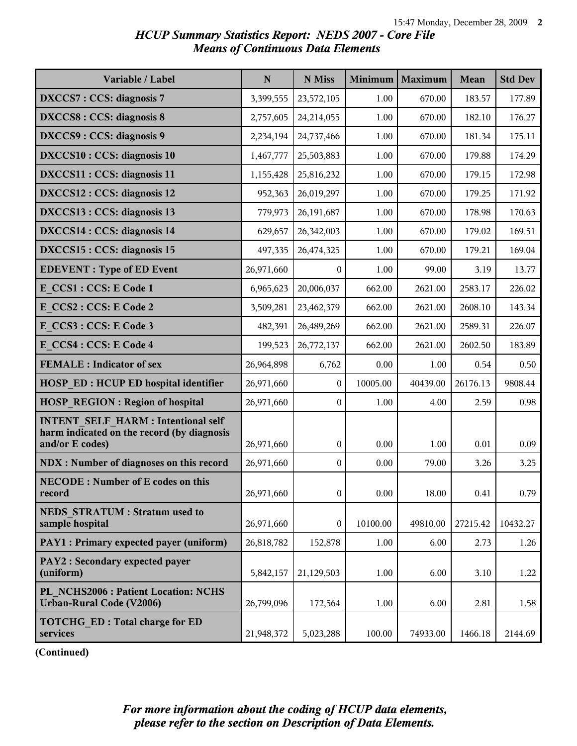*HCUP Summary Statistics Report: NEDS 2007 - Core File*
*Means of Continuous Data Elements*

| Variable / Label | N | N Miss | Minimum | Maximum | Mean | Std Dev |
|---|---|---|---|---|---|---|
| **DXCCS7 : CCS: diagnosis 7** | 3,399,555 | 23,572,105 | 1.00 | 670.00 | 183.57 | 177.89 |
| **DXCCS8 : CCS: diagnosis 8** | 2,757,605 | 24,214,055 | 1.00 | 670.00 | 182.10 | 176.27 |
| **DXCCS9 : CCS: diagnosis 9** | 2,234,194 | 24,737,466 | 1.00 | 670.00 | 181.34 | 175.11 |
| **DXCCS10 : CCS: diagnosis 10** | 1,467,777 | 25,503,883 | 1.00 | 670.00 | 179.88 | 174.29 |
| **DXCCS11 : CCS: diagnosis 11** | 1,155,428 | 25,816,232 | 1.00 | 670.00 | 179.15 | 172.98 |
| **DXCCS12 : CCS: diagnosis 12** | 952,363 | 26,019,297 | 1.00 | 670.00 | 179.25 | 171.92 |
| **DXCCS13 : CCS: diagnosis 13** | 779,973 | 26,191,687 | 1.00 | 670.00 | 178.98 | 170.63 |
| **DXCCS14 : CCS: diagnosis 14** | 629,657 | 26,342,003 | 1.00 | 670.00 | 179.02 | 169.51 |
| **DXCCS15 : CCS: diagnosis 15** | 497,335 | 26,474,325 | 1.00 | 670.00 | 179.21 | 169.04 |
| **EDEVENT : Type of ED Event** | 26,971,660 | 0 | 1.00 | 99.00 | 3.19 | 13.77 |
| **E_CCS1 : CCS: E Code 1** | 6,965,623 | 20,006,037 | 662.00 | 2621.00 | 2583.17 | 226.02 |
| **E_CCS2 : CCS: E Code 2** | 3,509,281 | 23,462,379 | 662.00 | 2621.00 | 2608.10 | 143.34 |
| **E_CCS3 : CCS: E Code 3** | 482,391 | 26,489,269 | 662.00 | 2621.00 | 2589.31 | 226.07 |
| **E_CCS4 : CCS: E Code 4** | 199,523 | 26,772,137 | 662.00 | 2621.00 | 2602.50 | 183.89 |
| **FEMALE : Indicator of sex** | 26,964,898 | 6,762 | 0.00 | 1.00 | 0.54 | 0.50 |
| **HOSP_ED : HCUP ED hospital identifier** | 26,971,660 | 0 | 10005.00 | 40439.00 | 26176.13 | 9808.44 |
| **HOSP_REGION : Region of hospital** | 26,971,660 | 0 | 1.00 | 4.00 | 2.59 | 0.98 |
| **INTENT_SELF_HARM : Intentional self harm indicated on the record (by diagnosis and/or E codes)** | 26,971,660 | 0 | 0.00 | 1.00 | 0.01 | 0.09 |
| **NDX : Number of diagnoses on this record** | 26,971,660 | 0 | 0.00 | 79.00 | 3.26 | 3.25 |
| **NECODE : Number of E codes on this record** | 26,971,660 | 0 | 0.00 | 18.00 | 0.41 | 0.79 |
| **NEDS_STRATUM : Stratum used to sample hospital** | 26,971,660 | 0 | 10100.00 | 49810.00 | 27215.42 | 10432.27 |
| **PAY1 : Primary expected payer (uniform)** | 26,818,782 | 152,878 | 1.00 | 6.00 | 2.73 | 1.26 |
| **PAY2 : Secondary expected payer (uniform)** | 5,842,157 | 21,129,503 | 1.00 | 6.00 | 3.10 | 1.22 |
| **PL_NCHS2006 : Patient Location: NCHS Urban-Rural Code (V2006)** | 26,799,096 | 172,564 | 1.00 | 6.00 | 2.81 | 1.58 |
| **TOTCHG_ED : Total charge for ED services** | 21,948,372 | 5,023,288 | 100.00 | 74933.00 | 1466.18 | 2144.69 |

**(Continued)**

*For more information about the coding of HCUP data elements, please refer to the section on Description of Data Elements.*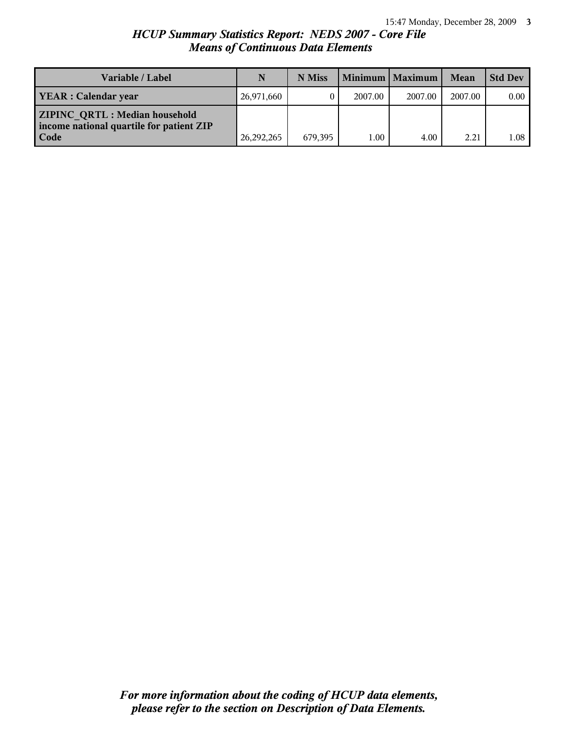# *HCUP Summary Statistics Report: NEDS 2007 - Core File*
## *Means of Continuous Data Elements*

| Variable / Label | N | N Miss | Minimum | Maximum | Mean | Std Dev |
|---|---|---|---|---|---|---|
| **YEAR : Calendar year** | 26,971,660 | 0 | 2007.00 | 2007.00 | 2007.00 | 0.00 |
| **ZIPINC_QRTL : Median household income national quartile for patient ZIP Code** | 26,292,265 | 679,395 | 1.00 | 4.00 | 2.21 | 1.08 |

***For more information about the coding of HCUP data elements, please refer to the section on Description of Data Elements.***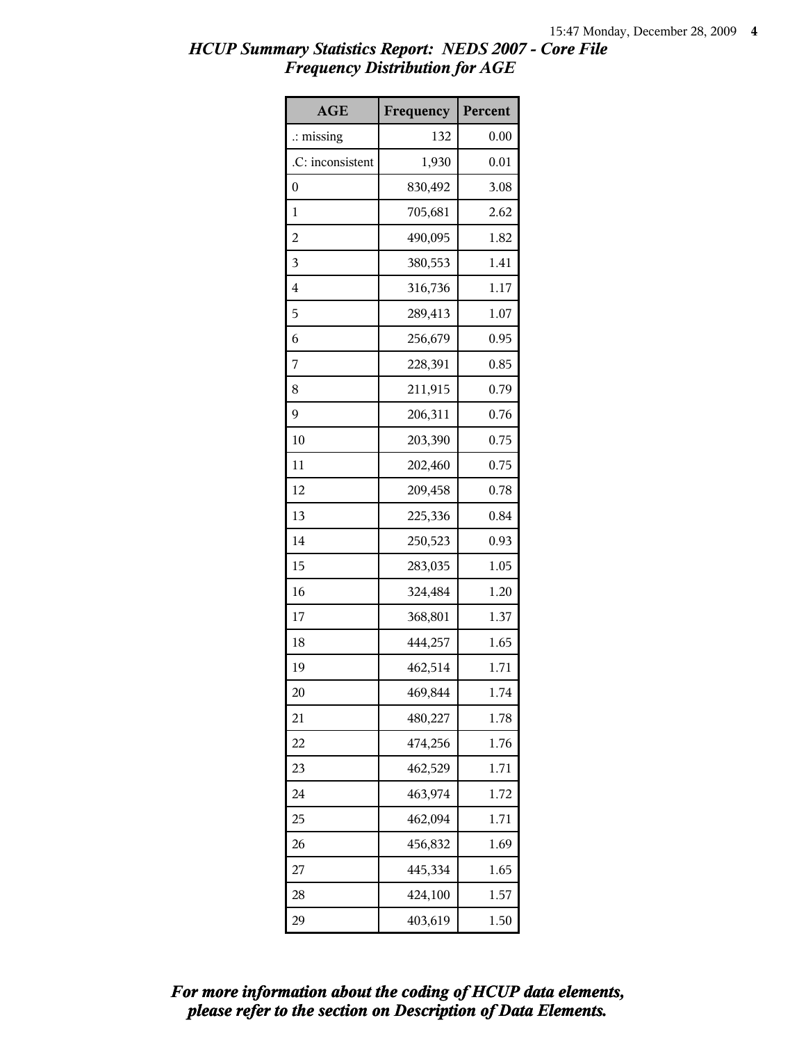## *HCUP Summary Statistics Report: NEDS 2007 - Core File*
## *Frequency Distribution for AGE*

| AGE | Frequency | Percent |
|---|---|---|
| .: missing | 132 | 0.00 |
| .C: inconsistent | 1,930 | 0.01 |
| 0 | 830,492 | 3.08 |
| 1 | 705,681 | 2.62 |
| 2 | 490,095 | 1.82 |
| 3 | 380,553 | 1.41 |
| 4 | 316,736 | 1.17 |
| 5 | 289,413 | 1.07 |
| 6 | 256,679 | 0.95 |
| 7 | 228,391 | 0.85 |
| 8 | 211,915 | 0.79 |
| 9 | 206,311 | 0.76 |
| 10 | 203,390 | 0.75 |
| 11 | 202,460 | 0.75 |
| 12 | 209,458 | 0.78 |
| 13 | 225,336 | 0.84 |
| 14 | 250,523 | 0.93 |
| 15 | 283,035 | 1.05 |
| 16 | 324,484 | 1.20 |
| 17 | 368,801 | 1.37 |
| 18 | 444,257 | 1.65 |
| 19 | 462,514 | 1.71 |
| 20 | 469,844 | 1.74 |
| 21 | 480,227 | 1.78 |
| 22 | 474,256 | 1.76 |
| 23 | 462,529 | 1.71 |
| 24 | 463,974 | 1.72 |
| 25 | 462,094 | 1.71 |
| 26 | 456,832 | 1.69 |
| 27 | 445,334 | 1.65 |
| 28 | 424,100 | 1.57 |
| 29 | 403,619 | 1.50 |

***For more information about the coding of HCUP data elements, please refer to the section on Description of Data Elements.***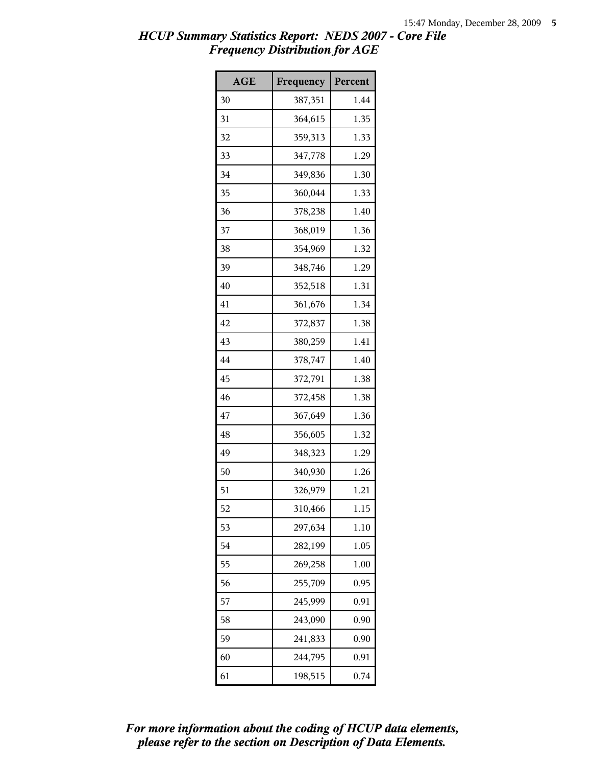## HCUP Summary Statistics Report: NEDS 2007 - Core File
## Frequency Distribution for AGE

| AGE | Frequency | Percent |
|---|---|---|
| 30 | 387,351 | 1.44 |
| 31 | 364,615 | 1.35 |
| 32 | 359,313 | 1.33 |
| 33 | 347,778 | 1.29 |
| 34 | 349,836 | 1.30 |
| 35 | 360,044 | 1.33 |
| 36 | 378,238 | 1.40 |
| 37 | 368,019 | 1.36 |
| 38 | 354,969 | 1.32 |
| 39 | 348,746 | 1.29 |
| 40 | 352,518 | 1.31 |
| 41 | 361,676 | 1.34 |
| 42 | 372,837 | 1.38 |
| 43 | 380,259 | 1.41 |
| 44 | 378,747 | 1.40 |
| 45 | 372,791 | 1.38 |
| 46 | 372,458 | 1.38 |
| 47 | 367,649 | 1.36 |
| 48 | 356,605 | 1.32 |
| 49 | 348,323 | 1.29 |
| 50 | 340,930 | 1.26 |
| 51 | 326,979 | 1.21 |
| 52 | 310,466 | 1.15 |
| 53 | 297,634 | 1.10 |
| 54 | 282,199 | 1.05 |
| 55 | 269,258 | 1.00 |
| 56 | 255,709 | 0.95 |
| 57 | 245,999 | 0.91 |
| 58 | 243,090 | 0.90 |
| 59 | 241,833 | 0.90 |
| 60 | 244,795 | 0.91 |
| 61 | 198,515 | 0.74 |

*For more information about the coding of HCUP data elements, please refer to the section on Description of Data Elements.*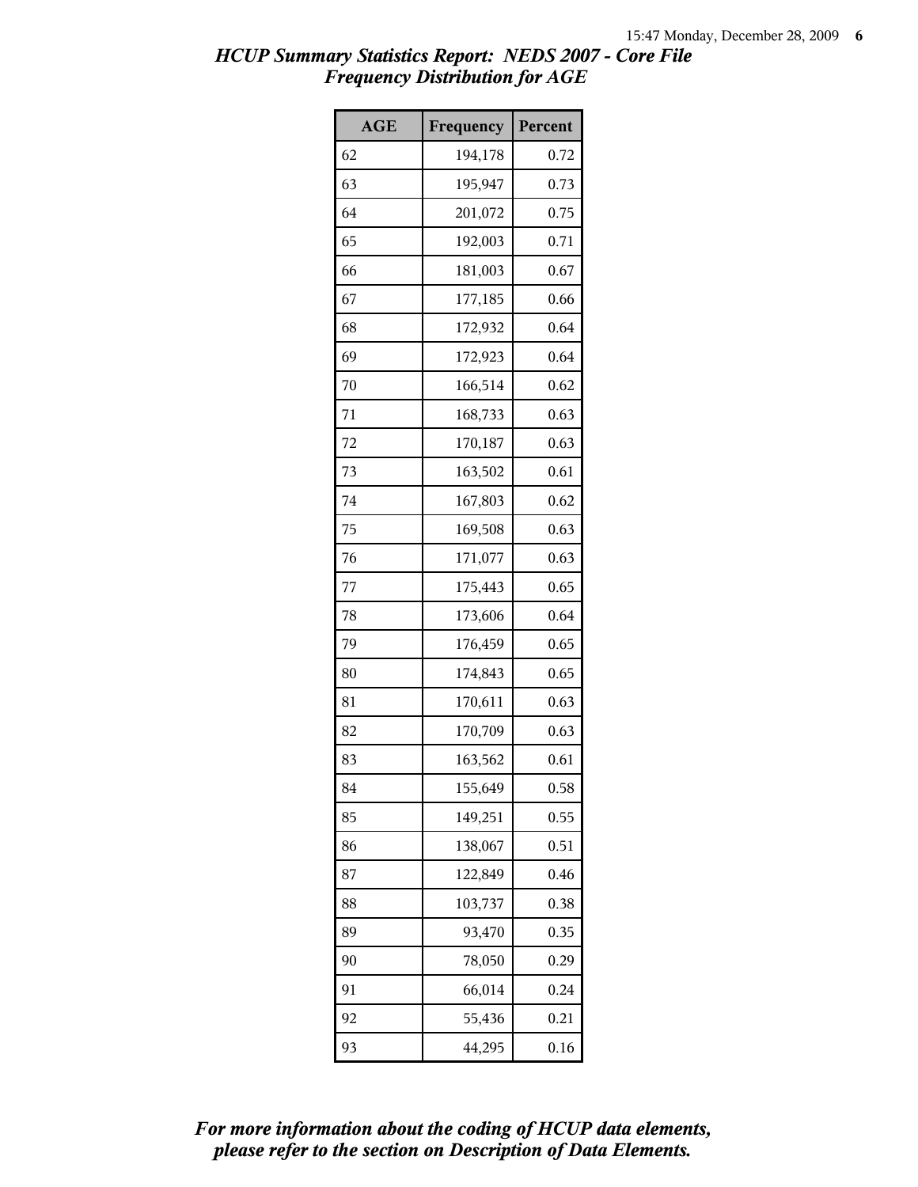*HCUP Summary Statistics Report: NEDS 2007 - Core File*
*Frequency Distribution for AGE*

| AGE | Frequency | Percent |
|---|---|---|
| 62 | 194,178 | 0.72 |
| 63 | 195,947 | 0.73 |
| 64 | 201,072 | 0.75 |
| 65 | 192,003 | 0.71 |
| 66 | 181,003 | 0.67 |
| 67 | 177,185 | 0.66 |
| 68 | 172,932 | 0.64 |
| 69 | 172,923 | 0.64 |
| 70 | 166,514 | 0.62 |
| 71 | 168,733 | 0.63 |
| 72 | 170,187 | 0.63 |
| 73 | 163,502 | 0.61 |
| 74 | 167,803 | 0.62 |
| 75 | 169,508 | 0.63 |
| 76 | 171,077 | 0.63 |
| 77 | 175,443 | 0.65 |
| 78 | 173,606 | 0.64 |
| 79 | 176,459 | 0.65 |
| 80 | 174,843 | 0.65 |
| 81 | 170,611 | 0.63 |
| 82 | 170,709 | 0.63 |
| 83 | 163,562 | 0.61 |
| 84 | 155,649 | 0.58 |
| 85 | 149,251 | 0.55 |
| 86 | 138,067 | 0.51 |
| 87 | 122,849 | 0.46 |
| 88 | 103,737 | 0.38 |
| 89 | 93,470 | 0.35 |
| 90 | 78,050 | 0.29 |
| 91 | 66,014 | 0.24 |
| 92 | 55,436 | 0.21 |
| 93 | 44,295 | 0.16 |

***For more information about the coding of HCUP data elements, please refer to the section on Description of Data Elements.***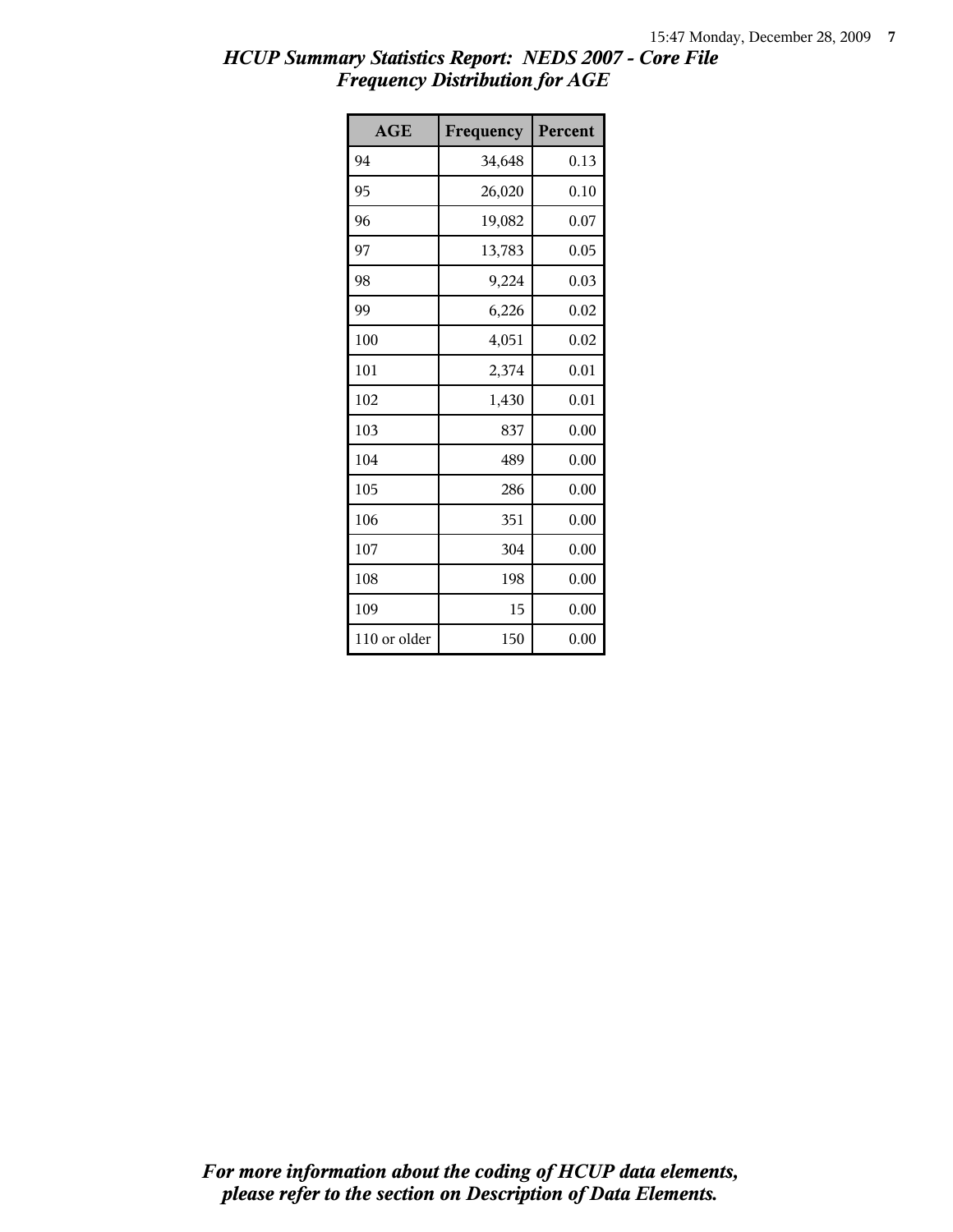*HCUP Summary Statistics Report: NEDS 2007 - Core File*
*Frequency Distribution for AGE*

| AGE | Frequency | Percent |
|---|---|---|
| 94 | 34,648 | 0.13 |
| 95 | 26,020 | 0.10 |
| 96 | 19,082 | 0.07 |
| 97 | 13,783 | 0.05 |
| 98 | 9,224 | 0.03 |
| 99 | 6,226 | 0.02 |
| 100 | 4,051 | 0.02 |
| 101 | 2,374 | 0.01 |
| 102 | 1,430 | 0.01 |
| 103 | 837 | 0.00 |
| 104 | 489 | 0.00 |
| 105 | 286 | 0.00 |
| 106 | 351 | 0.00 |
| 107 | 304 | 0.00 |
| 108 | 198 | 0.00 |
| 109 | 15 | 0.00 |
| 110 or older | 150 | 0.00 |

***For more information about the coding of HCUP data elements, please refer to the section on Description of Data Elements.***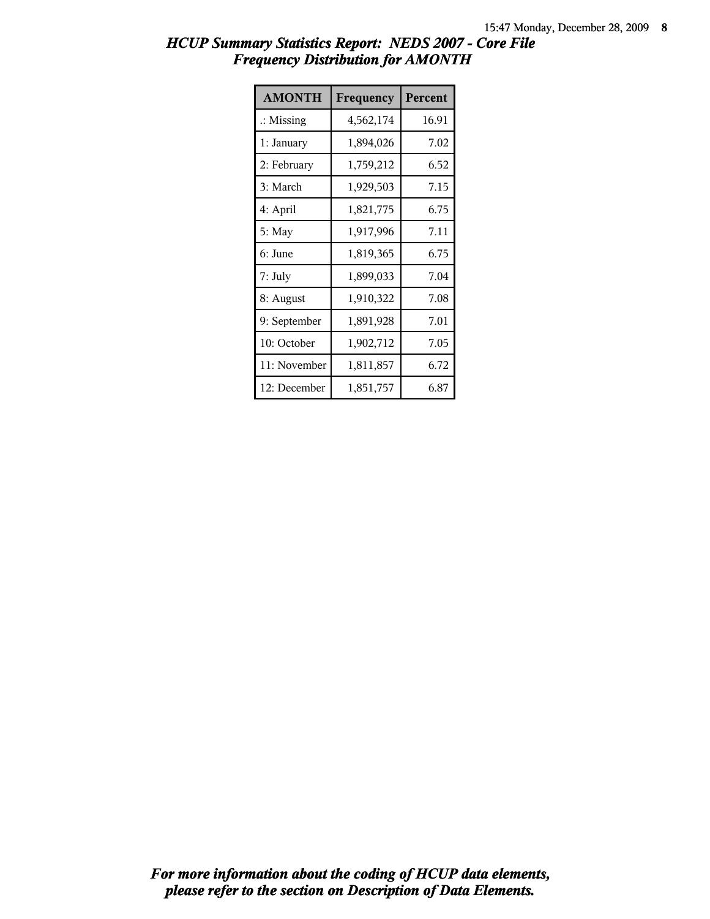# *HCUP Summary Statistics Report: NEDS 2007 - Core File*
## *Frequency Distribution for AMONTH*

| AMONTH | Frequency | Percent |
|---|---|---|
| .: Missing | 4,562,174 | 16.91 |
| 1: January | 1,894,026 | 7.02 |
| 2: February | 1,759,212 | 6.52 |
| 3: March | 1,929,503 | 7.15 |
| 4: April | 1,821,775 | 6.75 |
| 5: May | 1,917,996 | 7.11 |
| 6: June | 1,819,365 | 6.75 |
| 7: July | 1,899,033 | 7.04 |
| 8: August | 1,910,322 | 7.08 |
| 9: September | 1,891,928 | 7.01 |
| 10: October | 1,902,712 | 7.05 |
| 11: November | 1,811,857 | 6.72 |
| 12: December | 1,851,757 | 6.87 |

***For more information about the coding of HCUP data elements, please refer to the section on Description of Data Elements.***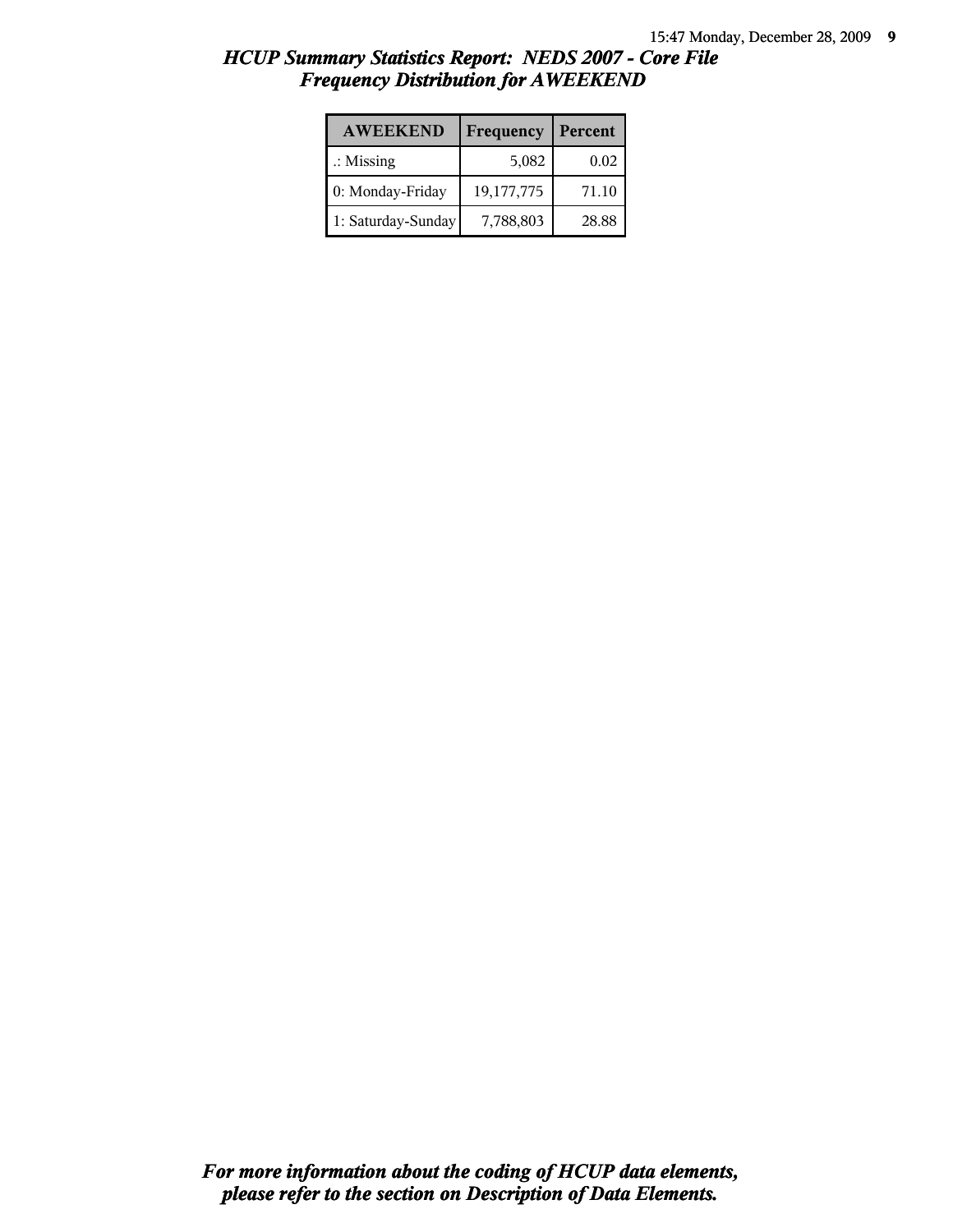## HCUP Summary Statistics Report: NEDS 2007 - Core File
### Frequency Distribution for AWEEKEND

| AWEEKEND | Frequency | Percent |
|---|---|---|
| .: Missing | 5,082 | 0.02 |
| 0: Monday-Friday | 19,177,775 | 71.10 |
| 1: Saturday-Sunday | 7,788,803 | 28.88 |

***For more information about the coding of HCUP data elements, please refer to the section on Description of Data Elements.***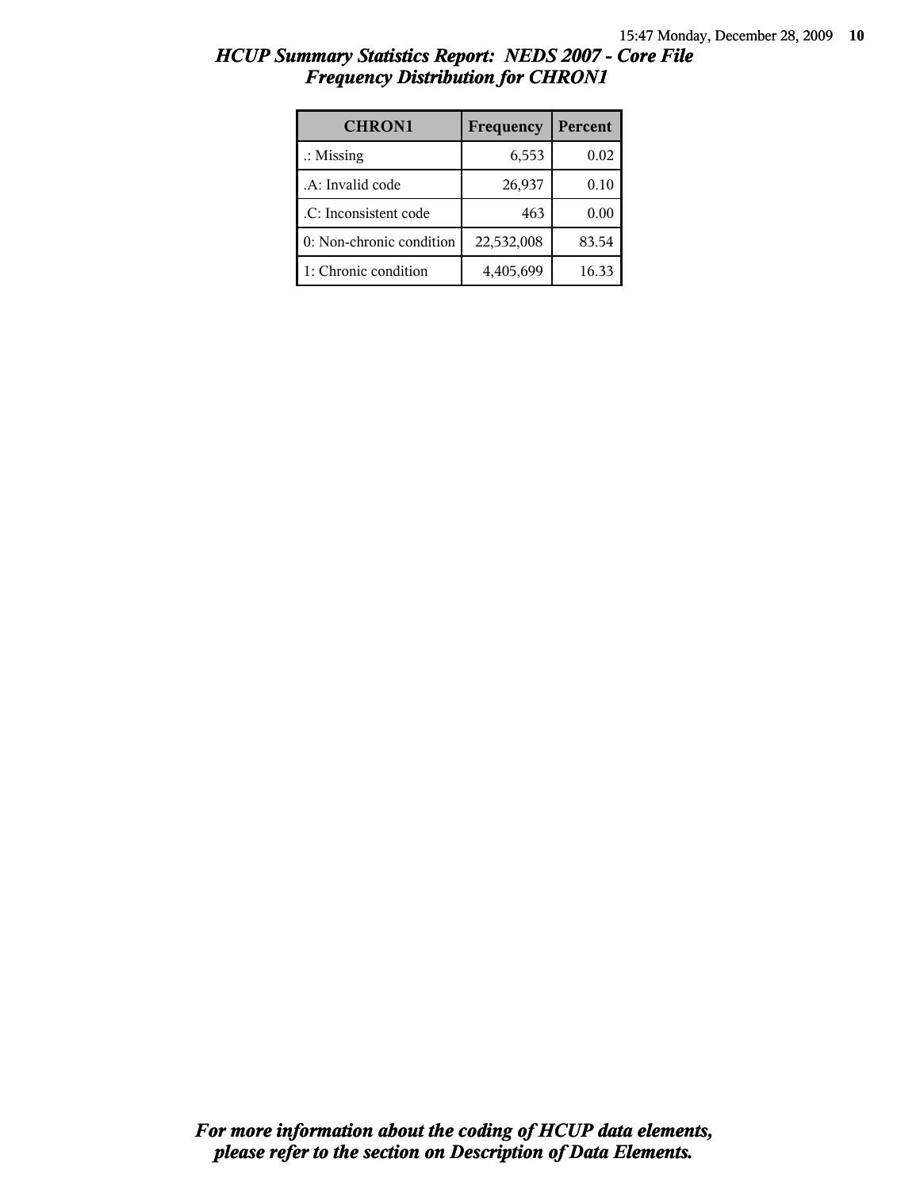# *HCUP Summary Statistics Report: NEDS 2007 - Core File*
## *Frequency Distribution for CHRON1*

| CHRON1 | Frequency | Percent |
|---|---|---|
| .: Missing | 6,553 | 0.02 |
| .A: Invalid code | 26,937 | 0.10 |
| .C: Inconsistent code | 463 | 0.00 |
| 0: Non-chronic condition | 22,532,008 | 83.54 |
| 1: Chronic condition | 4,405,699 | 16.33 |

***For more information about the coding of HCUP data elements, please refer to the section on Description of Data Elements.***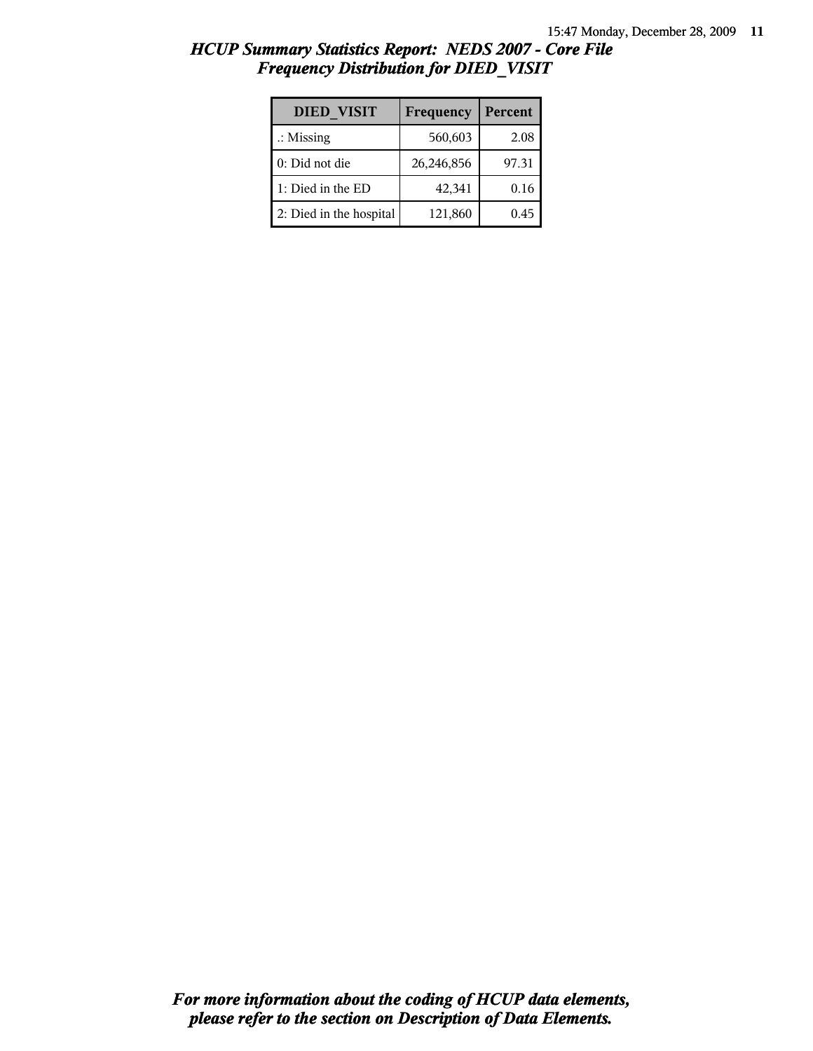# HCUP Summary Statistics Report: NEDS 2007 - Core File
## Frequency Distribution for DIED_VISIT

| DIED_VISIT | Frequency | Percent |
|---|---|---|
| .: Missing | 560,603 | 2.08 |
| 0: Did not die | 26,246,856 | 97.31 |
| 1: Died in the ED | 42,341 | 0.16 |
| 2: Died in the hospital | 121,860 | 0.45 |

*For more information about the coding of HCUP data elements, please refer to the section on Description of Data Elements.*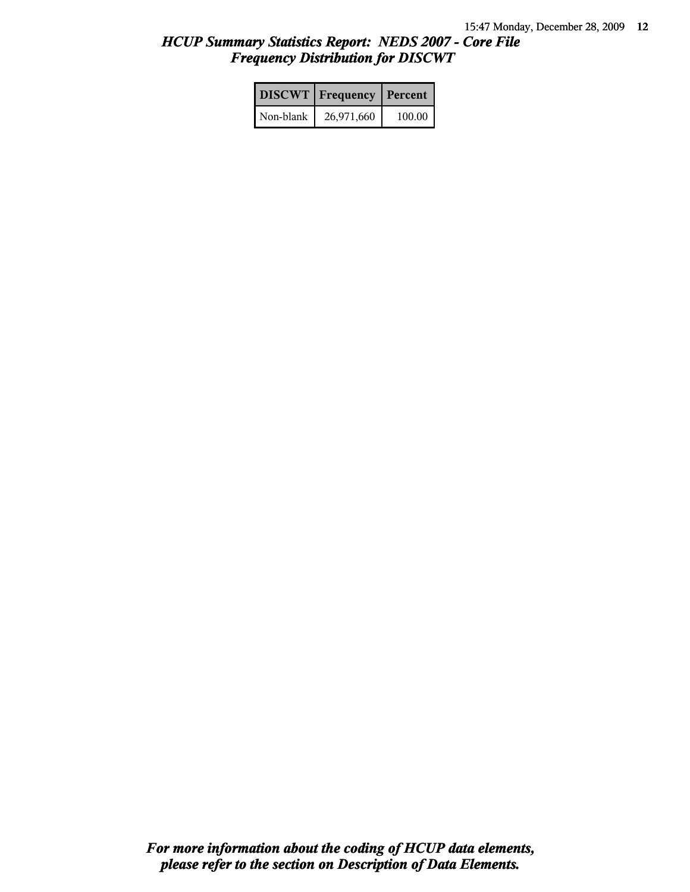# *HCUP Summary Statistics Report: NEDS 2007 - Core File*
## *Frequency Distribution for DISCWT*

| DISCWT | Frequency | Percent |
|---|---|---|
| Non-blank | 26,971,660 | 100.00 |

***For more information about the coding of HCUP data elements, please refer to the section on Description of Data Elements.***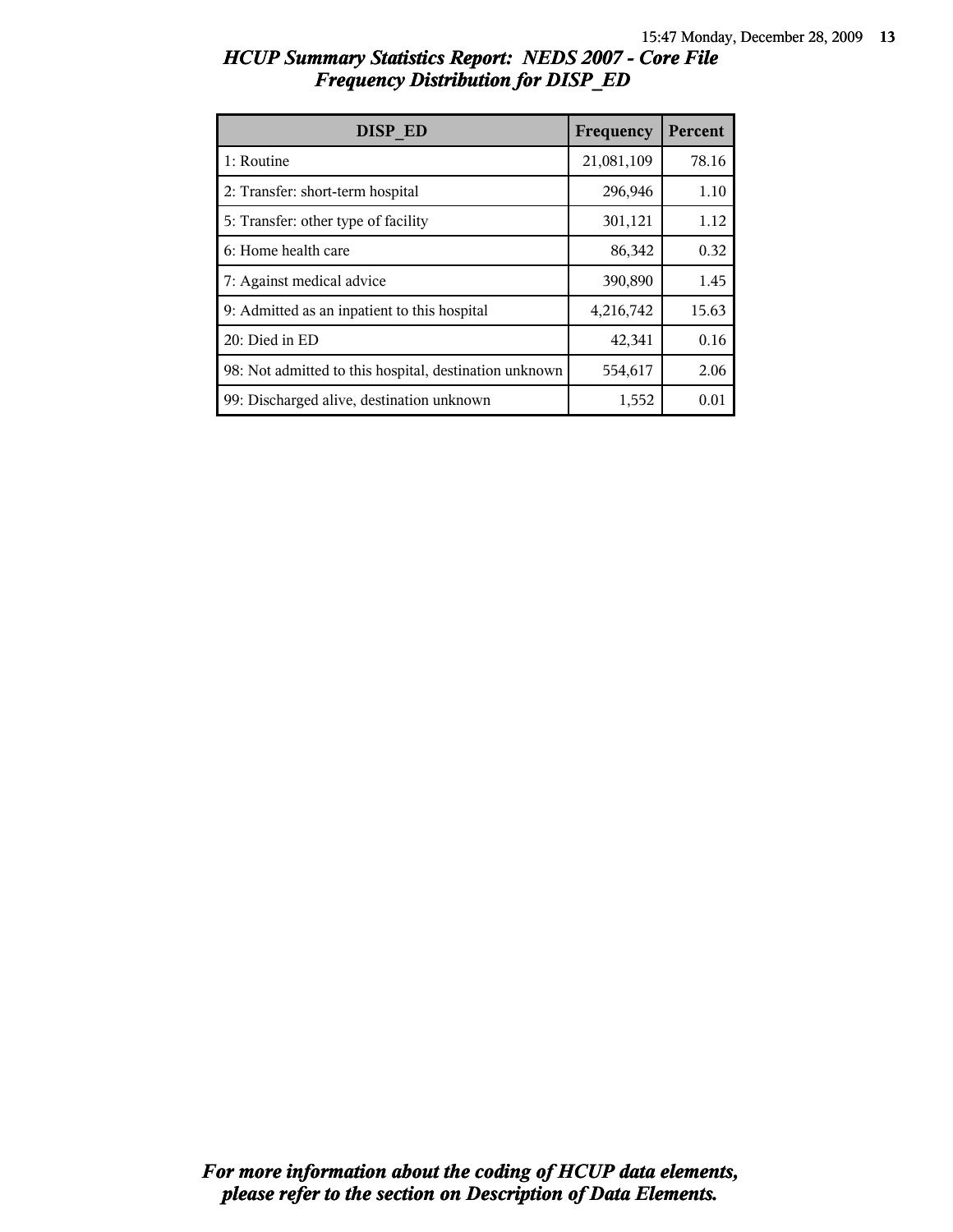# HCUP Summary Statistics Report: NEDS 2007 - Core File
## Frequency Distribution for DISP_ED

| DISP_ED | Frequency | Percent |
|---|---|---|
| 1: Routine | 21,081,109 | 78.16 |
| 2: Transfer: short-term hospital | 296,946 | 1.10 |
| 5: Transfer: other type of facility | 301,121 | 1.12 |
| 6: Home health care | 86,342 | 0.32 |
| 7: Against medical advice | 390,890 | 1.45 |
| 9: Admitted as an inpatient to this hospital | 4,216,742 | 15.63 |
| 20: Died in ED | 42,341 | 0.16 |
| 98: Not admitted to this hospital, destination unknown | 554,617 | 2.06 |
| 99: Discharged alive, destination unknown | 1,552 | 0.01 |

*For more information about the coding of HCUP data elements, please refer to the section on Description of Data Elements.*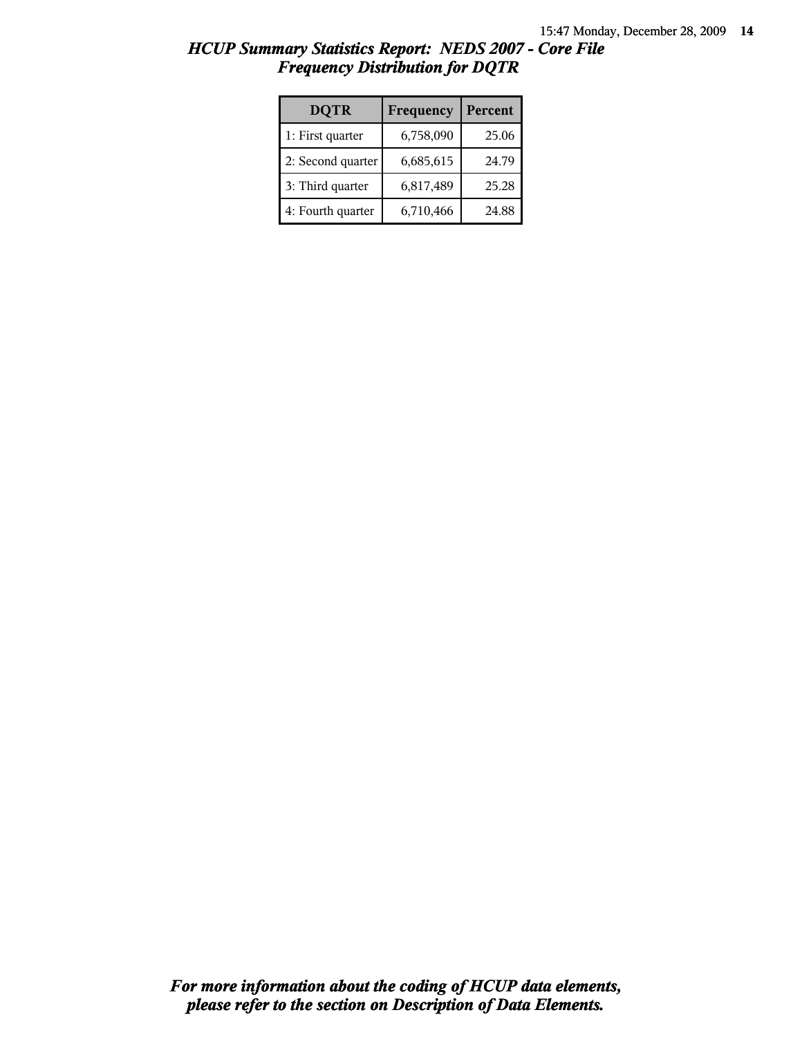## *HCUP Summary Statistics Report: NEDS 2007 - Core File*
## *Frequency Distribution for DQTR*

| DQTR | Frequency | Percent |
|---|---|---|
| 1: First quarter | 6,758,090 | 25.06 |
| 2: Second quarter | 6,685,615 | 24.79 |
| 3: Third quarter | 6,817,489 | 25.28 |
| 4: Fourth quarter | 6,710,466 | 24.88 |

***For more information about the coding of HCUP data elements, please refer to the section on Description of Data Elements.***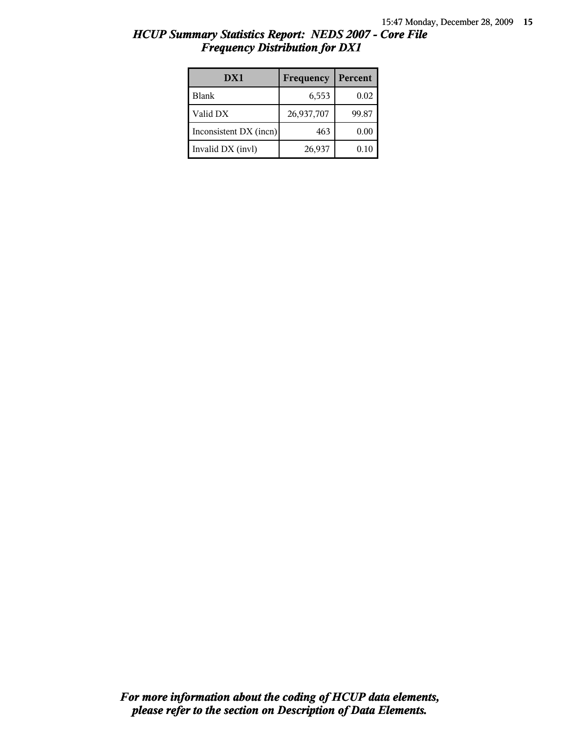## *HCUP Summary Statistics Report: NEDS 2007 - Core File*
## *Frequency Distribution for DX1*

| DX1 | Frequency | Percent |
|---|---|---|
| Blank | 6,553 | 0.02 |
| Valid DX | 26,937,707 | 99.87 |
| Inconsistent DX (incn) | 463 | 0.00 |
| Invalid DX (invl) | 26,937 | 0.10 |

***For more information about the coding of HCUP data elements, please refer to the section on Description of Data Elements.***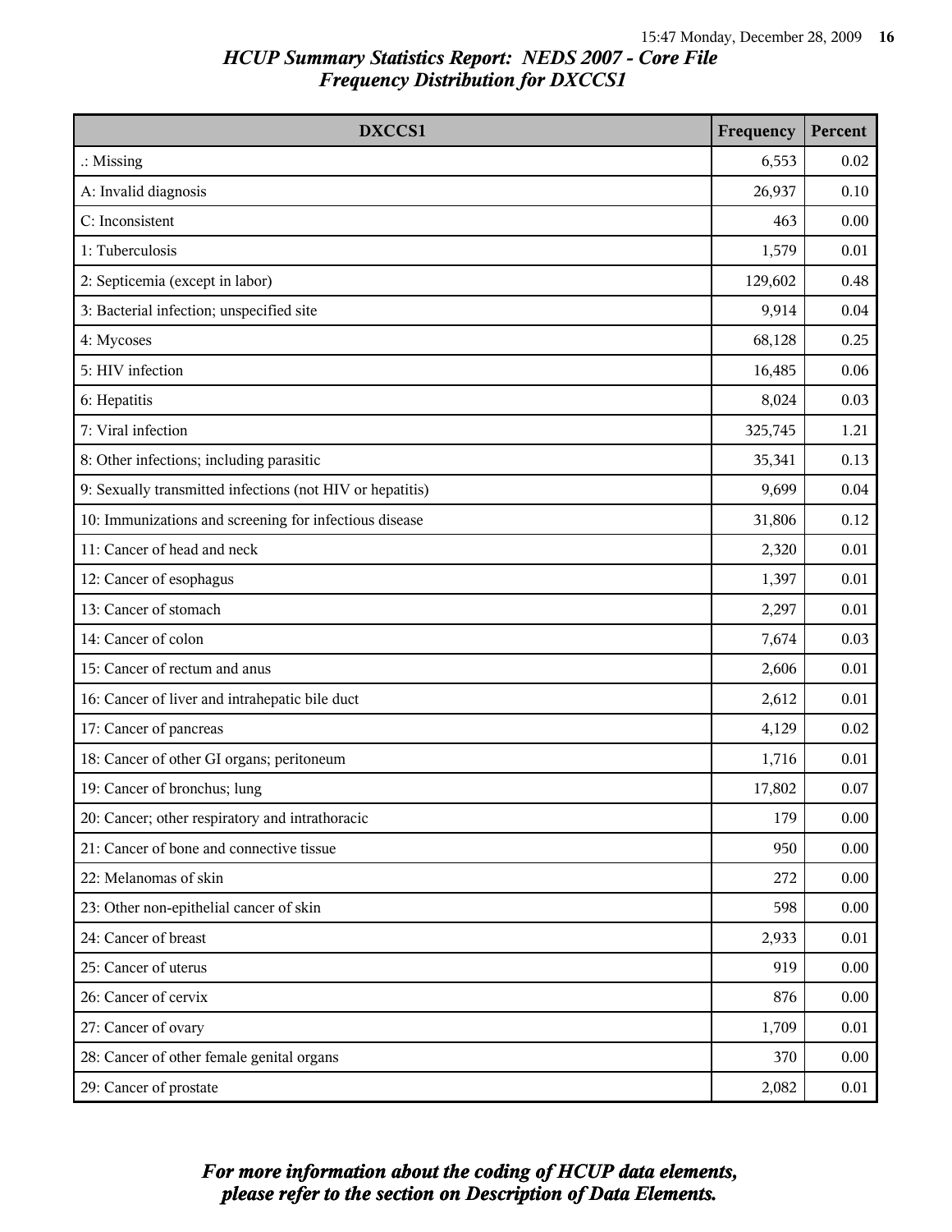# HCUP Summary Statistics Report: NEDS 2007 - Core File
## Frequency Distribution for DXCCS1

| DXCCS1 | Frequency | Percent |
|---|---|---|
| .: Missing | 6,553 | 0.02 |
| A: Invalid diagnosis | 26,937 | 0.10 |
| C: Inconsistent | 463 | 0.00 |
| 1: Tuberculosis | 1,579 | 0.01 |
| 2: Septicemia (except in labor) | 129,602 | 0.48 |
| 3: Bacterial infection; unspecified site | 9,914 | 0.04 |
| 4: Mycoses | 68,128 | 0.25 |
| 5: HIV infection | 16,485 | 0.06 |
| 6: Hepatitis | 8,024 | 0.03 |
| 7: Viral infection | 325,745 | 1.21 |
| 8: Other infections; including parasitic | 35,341 | 0.13 |
| 9: Sexually transmitted infections (not HIV or hepatitis) | 9,699 | 0.04 |
| 10: Immunizations and screening for infectious disease | 31,806 | 0.12 |
| 11: Cancer of head and neck | 2,320 | 0.01 |
| 12: Cancer of esophagus | 1,397 | 0.01 |
| 13: Cancer of stomach | 2,297 | 0.01 |
| 14: Cancer of colon | 7,674 | 0.03 |
| 15: Cancer of rectum and anus | 2,606 | 0.01 |
| 16: Cancer of liver and intrahepatic bile duct | 2,612 | 0.01 |
| 17: Cancer of pancreas | 4,129 | 0.02 |
| 18: Cancer of other GI organs; peritoneum | 1,716 | 0.01 |
| 19: Cancer of bronchus; lung | 17,802 | 0.07 |
| 20: Cancer; other respiratory and intrathoracic | 179 | 0.00 |
| 21: Cancer of bone and connective tissue | 950 | 0.00 |
| 22: Melanomas of skin | 272 | 0.00 |
| 23: Other non-epithelial cancer of skin | 598 | 0.00 |
| 24: Cancer of breast | 2,933 | 0.01 |
| 25: Cancer of uterus | 919 | 0.00 |
| 26: Cancer of cervix | 876 | 0.00 |
| 27: Cancer of ovary | 1,709 | 0.01 |
| 28: Cancer of other female genital organs | 370 | 0.00 |
| 29: Cancer of prostate | 2,082 | 0.01 |

*For more information about the coding of HCUP data elements, please refer to the section on Description of Data Elements.*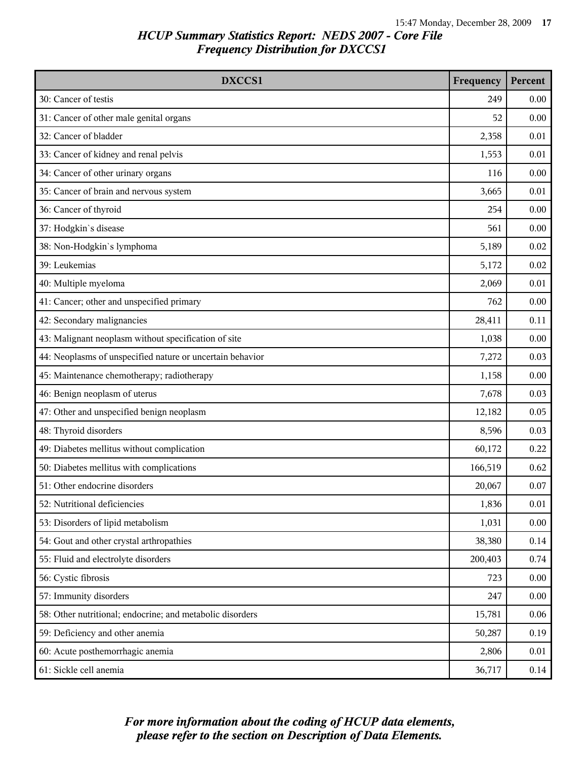# HCUP Summary Statistics Report: NEDS 2007 - Core File
## Frequency Distribution for DXCCS1

| DXCCS1 | Frequency | Percent |
|---|---|---|
| 30: Cancer of testis | 249 | 0.00 |
| 31: Cancer of other male genital organs | 52 | 0.00 |
| 32: Cancer of bladder | 2,358 | 0.01 |
| 33: Cancer of kidney and renal pelvis | 1,553 | 0.01 |
| 34: Cancer of other urinary organs | 116 | 0.00 |
| 35: Cancer of brain and nervous system | 3,665 | 0.01 |
| 36: Cancer of thyroid | 254 | 0.00 |
| 37: Hodgkin`s disease | 561 | 0.00 |
| 38: Non-Hodgkin`s lymphoma | 5,189 | 0.02 |
| 39: Leukemias | 5,172 | 0.02 |
| 40: Multiple myeloma | 2,069 | 0.01 |
| 41: Cancer; other and unspecified primary | 762 | 0.00 |
| 42: Secondary malignancies | 28,411 | 0.11 |
| 43: Malignant neoplasm without specification of site | 1,038 | 0.00 |
| 44: Neoplasms of unspecified nature or uncertain behavior | 7,272 | 0.03 |
| 45: Maintenance chemotherapy; radiotherapy | 1,158 | 0.00 |
| 46: Benign neoplasm of uterus | 7,678 | 0.03 |
| 47: Other and unspecified benign neoplasm | 12,182 | 0.05 |
| 48: Thyroid disorders | 8,596 | 0.03 |
| 49: Diabetes mellitus without complication | 60,172 | 0.22 |
| 50: Diabetes mellitus with complications | 166,519 | 0.62 |
| 51: Other endocrine disorders | 20,067 | 0.07 |
| 52: Nutritional deficiencies | 1,836 | 0.01 |
| 53: Disorders of lipid metabolism | 1,031 | 0.00 |
| 54: Gout and other crystal arthropathies | 38,380 | 0.14 |
| 55: Fluid and electrolyte disorders | 200,403 | 0.74 |
| 56: Cystic fibrosis | 723 | 0.00 |
| 57: Immunity disorders | 247 | 0.00 |
| 58: Other nutritional; endocrine; and metabolic disorders | 15,781 | 0.06 |
| 59: Deficiency and other anemia | 50,287 | 0.19 |
| 60: Acute posthemorrhagic anemia | 2,806 | 0.01 |
| 61: Sickle cell anemia | 36,717 | 0.14 |

*For more information about the coding of HCUP data elements, please refer to the section on Description of Data Elements.*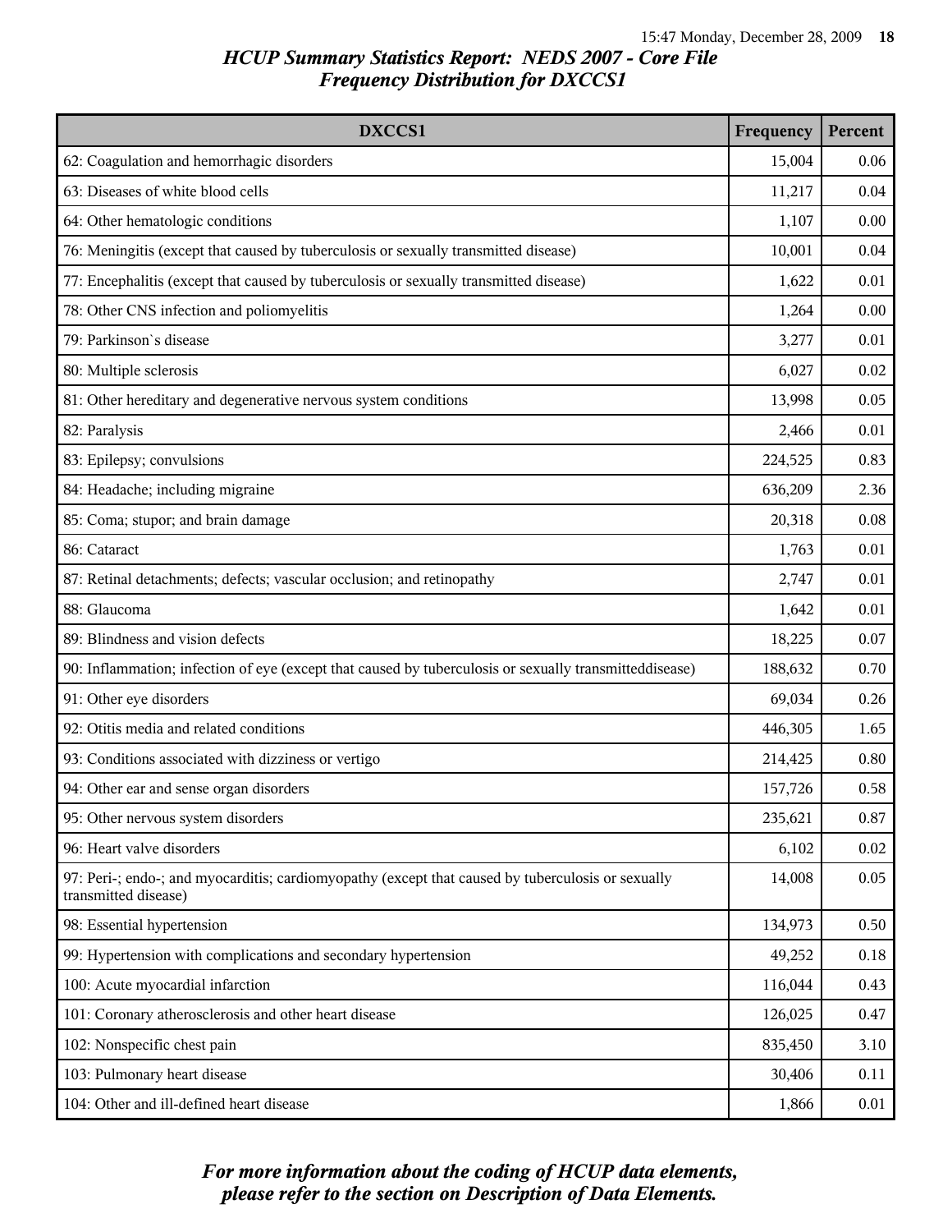# HCUP Summary Statistics Report: NEDS 2007 - Core File
## Frequency Distribution for DXCCS1

| DXCCS1 | Frequency | Percent |
|---|---|---|
| 62: Coagulation and hemorrhagic disorders | 15,004 | 0.06 |
| 63: Diseases of white blood cells | 11,217 | 0.04 |
| 64: Other hematologic conditions | 1,107 | 0.00 |
| 76: Meningitis (except that caused by tuberculosis or sexually transmitted disease) | 10,001 | 0.04 |
| 77: Encephalitis (except that caused by tuberculosis or sexually transmitted disease) | 1,622 | 0.01 |
| 78: Other CNS infection and poliomyelitis | 1,264 | 0.00 |
| 79: Parkinson`s disease | 3,277 | 0.01 |
| 80: Multiple sclerosis | 6,027 | 0.02 |
| 81: Other hereditary and degenerative nervous system conditions | 13,998 | 0.05 |
| 82: Paralysis | 2,466 | 0.01 |
| 83: Epilepsy; convulsions | 224,525 | 0.83 |
| 84: Headache; including migraine | 636,209 | 2.36 |
| 85: Coma; stupor; and brain damage | 20,318 | 0.08 |
| 86: Cataract | 1,763 | 0.01 |
| 87: Retinal detachments; defects; vascular occlusion; and retinopathy | 2,747 | 0.01 |
| 88: Glaucoma | 1,642 | 0.01 |
| 89: Blindness and vision defects | 18,225 | 0.07 |
| 90: Inflammation; infection of eye (except that caused by tuberculosis or sexually transmitteddisease) | 188,632 | 0.70 |
| 91: Other eye disorders | 69,034 | 0.26 |
| 92: Otitis media and related conditions | 446,305 | 1.65 |
| 93: Conditions associated with dizziness or vertigo | 214,425 | 0.80 |
| 94: Other ear and sense organ disorders | 157,726 | 0.58 |
| 95: Other nervous system disorders | 235,621 | 0.87 |
| 96: Heart valve disorders | 6,102 | 0.02 |
| 97: Peri-; endo-; and myocarditis; cardiomyopathy (except that caused by tuberculosis or sexually transmitted disease) | 14,008 | 0.05 |
| 98: Essential hypertension | 134,973 | 0.50 |
| 99: Hypertension with complications and secondary hypertension | 49,252 | 0.18 |
| 100: Acute myocardial infarction | 116,044 | 0.43 |
| 101: Coronary atherosclerosis and other heart disease | 126,025 | 0.47 |
| 102: Nonspecific chest pain | 835,450 | 3.10 |
| 103: Pulmonary heart disease | 30,406 | 0.11 |
| 104: Other and ill-defined heart disease | 1,866 | 0.01 |

*For more information about the coding of HCUP data elements, please refer to the section on Description of Data Elements.*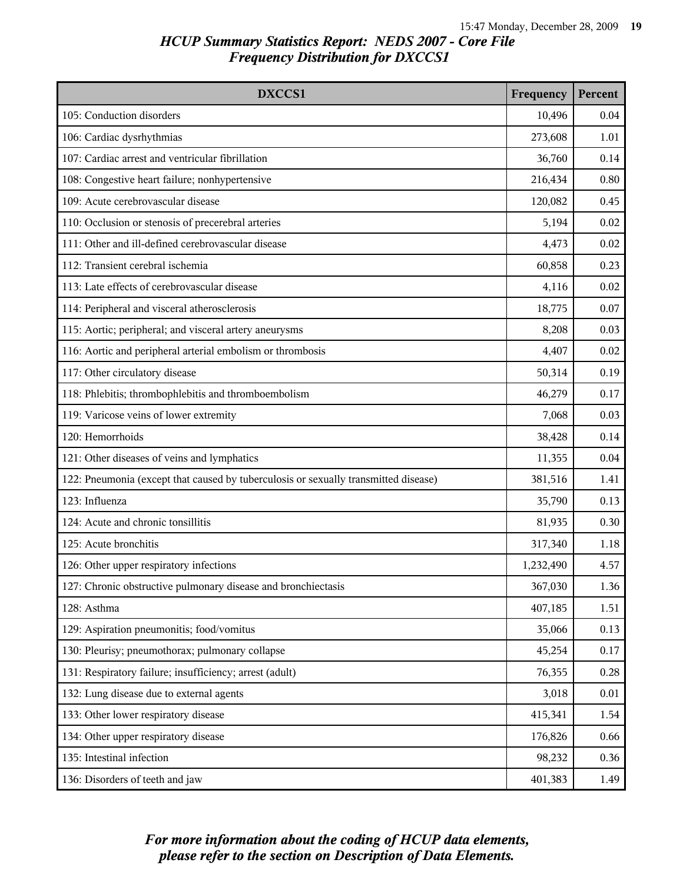## HCUP Summary Statistics Report: NEDS 2007 - Core File
## Frequency Distribution for DXCCS1

| DXCCS1 | Frequency | Percent |
| --- | --- | --- |
| 105: Conduction disorders | 10,496 | 0.04 |
| 106: Cardiac dysrhythmias | 273,608 | 1.01 |
| 107: Cardiac arrest and ventricular fibrillation | 36,760 | 0.14 |
| 108: Congestive heart failure; nonhypertensive | 216,434 | 0.80 |
| 109: Acute cerebrovascular disease | 120,082 | 0.45 |
| 110: Occlusion or stenosis of precerebral arteries | 5,194 | 0.02 |
| 111: Other and ill-defined cerebrovascular disease | 4,473 | 0.02 |
| 112: Transient cerebral ischemia | 60,858 | 0.23 |
| 113: Late effects of cerebrovascular disease | 4,116 | 0.02 |
| 114: Peripheral and visceral atherosclerosis | 18,775 | 0.07 |
| 115: Aortic; peripheral; and visceral artery aneurysms | 8,208 | 0.03 |
| 116: Aortic and peripheral arterial embolism or thrombosis | 4,407 | 0.02 |
| 117: Other circulatory disease | 50,314 | 0.19 |
| 118: Phlebitis; thrombophlebitis and thromboembolism | 46,279 | 0.17 |
| 119: Varicose veins of lower extremity | 7,068 | 0.03 |
| 120: Hemorrhoids | 38,428 | 0.14 |
| 121: Other diseases of veins and lymphatics | 11,355 | 0.04 |
| 122: Pneumonia (except that caused by tuberculosis or sexually transmitted disease) | 381,516 | 1.41 |
| 123: Influenza | 35,790 | 0.13 |
| 124: Acute and chronic tonsillitis | 81,935 | 0.30 |
| 125: Acute bronchitis | 317,340 | 1.18 |
| 126: Other upper respiratory infections | 1,232,490 | 4.57 |
| 127: Chronic obstructive pulmonary disease and bronchiectasis | 367,030 | 1.36 |
| 128: Asthma | 407,185 | 1.51 |
| 129: Aspiration pneumonitis; food/vomitus | 35,066 | 0.13 |
| 130: Pleurisy; pneumothorax; pulmonary collapse | 45,254 | 0.17 |
| 131: Respiratory failure; insufficiency; arrest (adult) | 76,355 | 0.28 |
| 132: Lung disease due to external agents | 3,018 | 0.01 |
| 133: Other lower respiratory disease | 415,341 | 1.54 |
| 134: Other upper respiratory disease | 176,826 | 0.66 |
| 135: Intestinal infection | 98,232 | 0.36 |
| 136: Disorders of teeth and jaw | 401,383 | 1.49 |

*For more information about the coding of HCUP data elements, please refer to the section on Description of Data Elements.*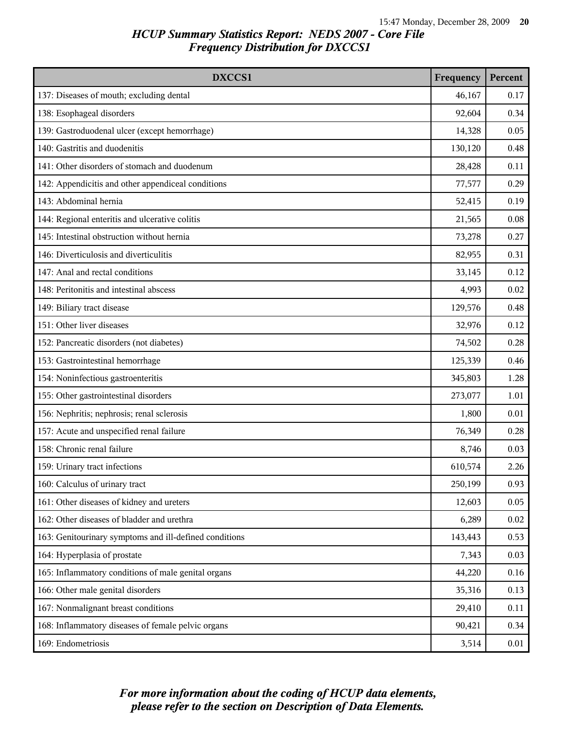## HCUP Summary Statistics Report: NEDS 2007 - Core File
### Frequency Distribution for DXCCS1

| DXCCS1 | Frequency | Percent |
|---|---|---|
| 137: Diseases of mouth; excluding dental | 46,167 | 0.17 |
| 138: Esophageal disorders | 92,604 | 0.34 |
| 139: Gastroduodenal ulcer (except hemorrhage) | 14,328 | 0.05 |
| 140: Gastritis and duodenitis | 130,120 | 0.48 |
| 141: Other disorders of stomach and duodenum | 28,428 | 0.11 |
| 142: Appendicitis and other appendiceal conditions | 77,577 | 0.29 |
| 143: Abdominal hernia | 52,415 | 0.19 |
| 144: Regional enteritis and ulcerative colitis | 21,565 | 0.08 |
| 145: Intestinal obstruction without hernia | 73,278 | 0.27 |
| 146: Diverticulosis and diverticulitis | 82,955 | 0.31 |
| 147: Anal and rectal conditions | 33,145 | 0.12 |
| 148: Peritonitis and intestinal abscess | 4,993 | 0.02 |
| 149: Biliary tract disease | 129,576 | 0.48 |
| 151: Other liver diseases | 32,976 | 0.12 |
| 152: Pancreatic disorders (not diabetes) | 74,502 | 0.28 |
| 153: Gastrointestinal hemorrhage | 125,339 | 0.46 |
| 154: Noninfectious gastroenteritis | 345,803 | 1.28 |
| 155: Other gastrointestinal disorders | 273,077 | 1.01 |
| 156: Nephritis; nephrosis; renal sclerosis | 1,800 | 0.01 |
| 157: Acute and unspecified renal failure | 76,349 | 0.28 |
| 158: Chronic renal failure | 8,746 | 0.03 |
| 159: Urinary tract infections | 610,574 | 2.26 |
| 160: Calculus of urinary tract | 250,199 | 0.93 |
| 161: Other diseases of kidney and ureters | 12,603 | 0.05 |
| 162: Other diseases of bladder and urethra | 6,289 | 0.02 |
| 163: Genitourinary symptoms and ill-defined conditions | 143,443 | 0.53 |
| 164: Hyperplasia of prostate | 7,343 | 0.03 |
| 165: Inflammatory conditions of male genital organs | 44,220 | 0.16 |
| 166: Other male genital disorders | 35,316 | 0.13 |
| 167: Nonmalignant breast conditions | 29,410 | 0.11 |
| 168: Inflammatory diseases of female pelvic organs | 90,421 | 0.34 |
| 169: Endometriosis | 3,514 | 0.01 |

*For more information about the coding of HCUP data elements, please refer to the section on Description of Data Elements.*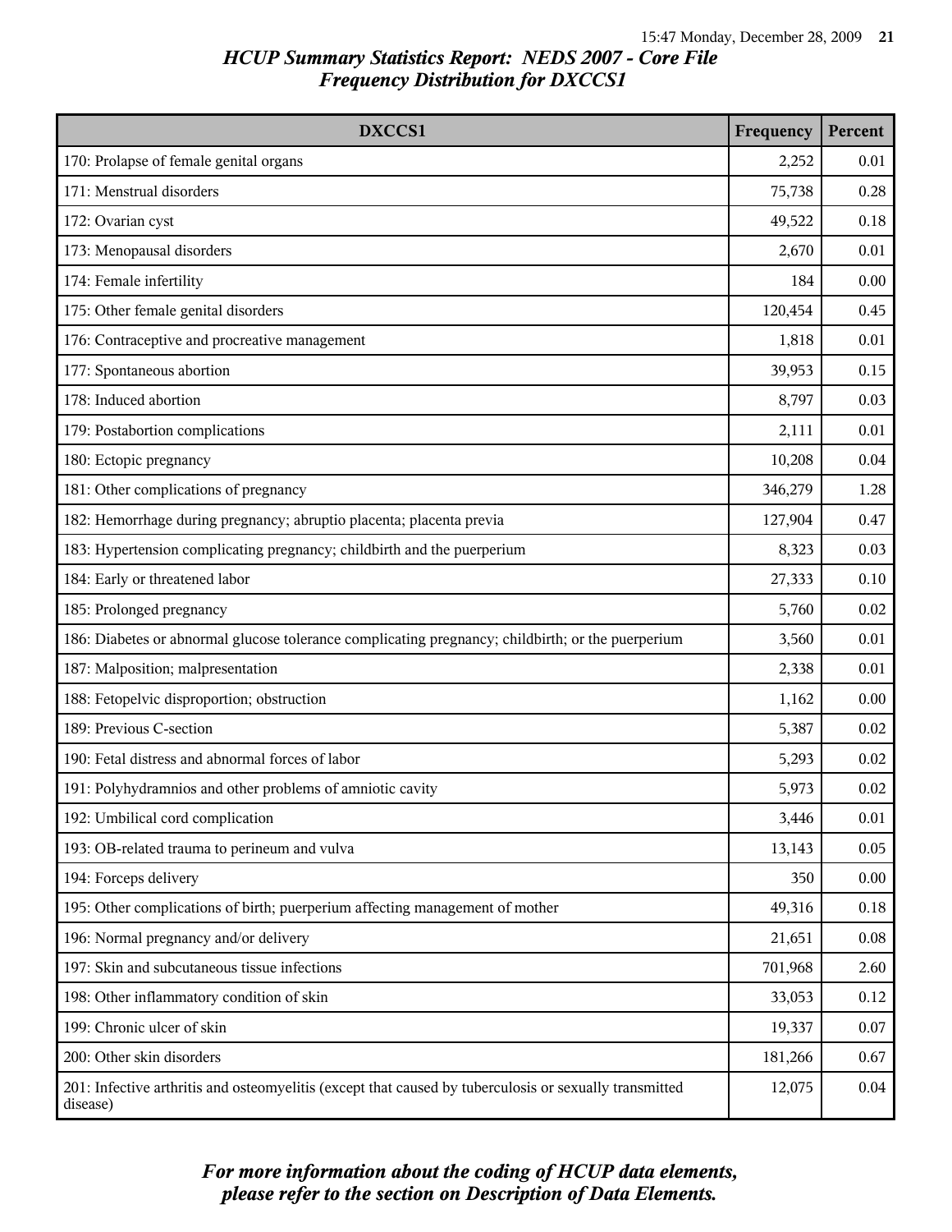# HCUP Summary Statistics Report: NEDS 2007 - Core File
## Frequency Distribution for DXCCS1

| DXCCS1 | Frequency | Percent |
|---|---|---|
| 170: Prolapse of female genital organs | 2,252 | 0.01 |
| 171: Menstrual disorders | 75,738 | 0.28 |
| 172: Ovarian cyst | 49,522 | 0.18 |
| 173: Menopausal disorders | 2,670 | 0.01 |
| 174: Female infertility | 184 | 0.00 |
| 175: Other female genital disorders | 120,454 | 0.45 |
| 176: Contraceptive and procreative management | 1,818 | 0.01 |
| 177: Spontaneous abortion | 39,953 | 0.15 |
| 178: Induced abortion | 8,797 | 0.03 |
| 179: Postabortion complications | 2,111 | 0.01 |
| 180: Ectopic pregnancy | 10,208 | 0.04 |
| 181: Other complications of pregnancy | 346,279 | 1.28 |
| 182: Hemorrhage during pregnancy; abruptio placenta; placenta previa | 127,904 | 0.47 |
| 183: Hypertension complicating pregnancy; childbirth and the puerperium | 8,323 | 0.03 |
| 184: Early or threatened labor | 27,333 | 0.10 |
| 185: Prolonged pregnancy | 5,760 | 0.02 |
| 186: Diabetes or abnormal glucose tolerance complicating pregnancy; childbirth; or the puerperium | 3,560 | 0.01 |
| 187: Malposition; malpresentation | 2,338 | 0.01 |
| 188: Fetopelvic disproportion; obstruction | 1,162 | 0.00 |
| 189: Previous C-section | 5,387 | 0.02 |
| 190: Fetal distress and abnormal forces of labor | 5,293 | 0.02 |
| 191: Polyhydramnios and other problems of amniotic cavity | 5,973 | 0.02 |
| 192: Umbilical cord complication | 3,446 | 0.01 |
| 193: OB-related trauma to perineum and vulva | 13,143 | 0.05 |
| 194: Forceps delivery | 350 | 0.00 |
| 195: Other complications of birth; puerperium affecting management of mother | 49,316 | 0.18 |
| 196: Normal pregnancy and/or delivery | 21,651 | 0.08 |
| 197: Skin and subcutaneous tissue infections | 701,968 | 2.60 |
| 198: Other inflammatory condition of skin | 33,053 | 0.12 |
| 199: Chronic ulcer of skin | 19,337 | 0.07 |
| 200: Other skin disorders | 181,266 | 0.67 |
| 201: Infective arthritis and osteomyelitis (except that caused by tuberculosis or sexually transmitted disease) | 12,075 | 0.04 |

*For more information about the coding of HCUP data elements, please refer to the section on Description of Data Elements.*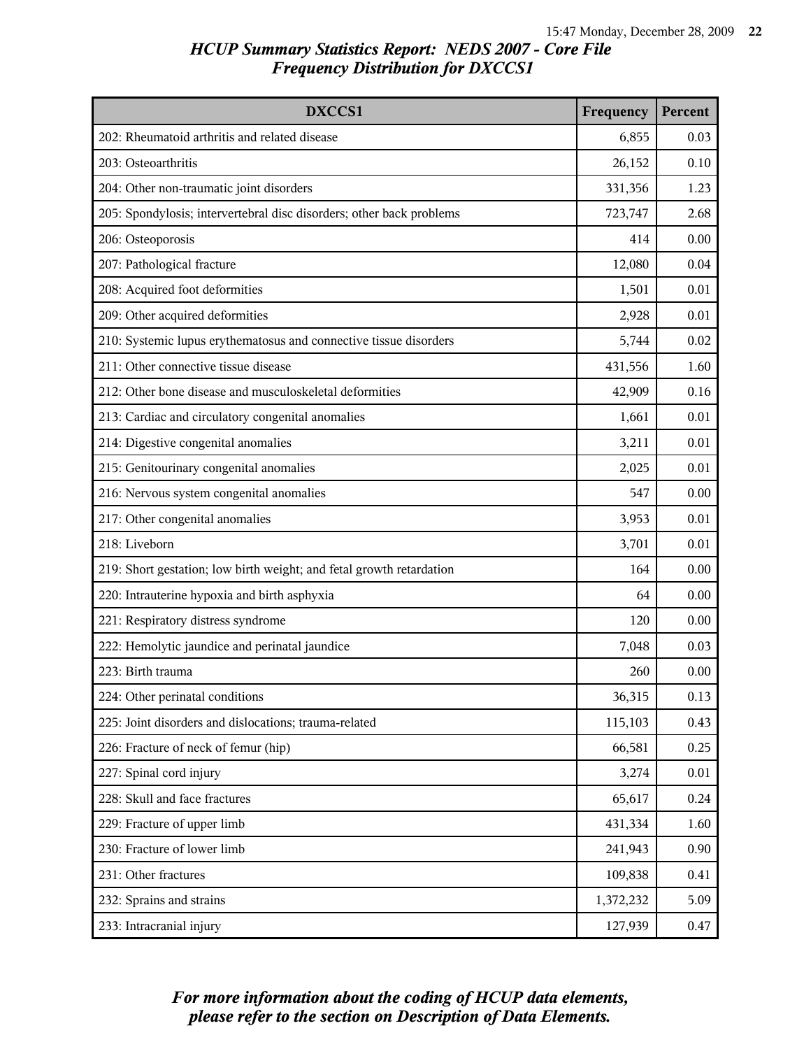## HCUP Summary Statistics Report: NEDS 2007 - Core File
## Frequency Distribution for DXCCS1

| DXCCS1 | Frequency | Percent |
|---|---|---|
| 202: Rheumatoid arthritis and related disease | 6,855 | 0.03 |
| 203: Osteoarthritis | 26,152 | 0.10 |
| 204: Other non-traumatic joint disorders | 331,356 | 1.23 |
| 205: Spondylosis; intervertebral disc disorders; other back problems | 723,747 | 2.68 |
| 206: Osteoporosis | 414 | 0.00 |
| 207: Pathological fracture | 12,080 | 0.04 |
| 208: Acquired foot deformities | 1,501 | 0.01 |
| 209: Other acquired deformities | 2,928 | 0.01 |
| 210: Systemic lupus erythematosus and connective tissue disorders | 5,744 | 0.02 |
| 211: Other connective tissue disease | 431,556 | 1.60 |
| 212: Other bone disease and musculoskeletal deformities | 42,909 | 0.16 |
| 213: Cardiac and circulatory congenital anomalies | 1,661 | 0.01 |
| 214: Digestive congenital anomalies | 3,211 | 0.01 |
| 215: Genitourinary congenital anomalies | 2,025 | 0.01 |
| 216: Nervous system congenital anomalies | 547 | 0.00 |
| 217: Other congenital anomalies | 3,953 | 0.01 |
| 218: Liveborn | 3,701 | 0.01 |
| 219: Short gestation; low birth weight; and fetal growth retardation | 164 | 0.00 |
| 220: Intrauterine hypoxia and birth asphyxia | 64 | 0.00 |
| 221: Respiratory distress syndrome | 120 | 0.00 |
| 222: Hemolytic jaundice and perinatal jaundice | 7,048 | 0.03 |
| 223: Birth trauma | 260 | 0.00 |
| 224: Other perinatal conditions | 36,315 | 0.13 |
| 225: Joint disorders and dislocations; trauma-related | 115,103 | 0.43 |
| 226: Fracture of neck of femur (hip) | 66,581 | 0.25 |
| 227: Spinal cord injury | 3,274 | 0.01 |
| 228: Skull and face fractures | 65,617 | 0.24 |
| 229: Fracture of upper limb | 431,334 | 1.60 |
| 230: Fracture of lower limb | 241,943 | 0.90 |
| 231: Other fractures | 109,838 | 0.41 |
| 232: Sprains and strains | 1,372,232 | 5.09 |
| 233: Intracranial injury | 127,939 | 0.47 |

*For more information about the coding of HCUP data elements, please refer to the section on Description of Data Elements.*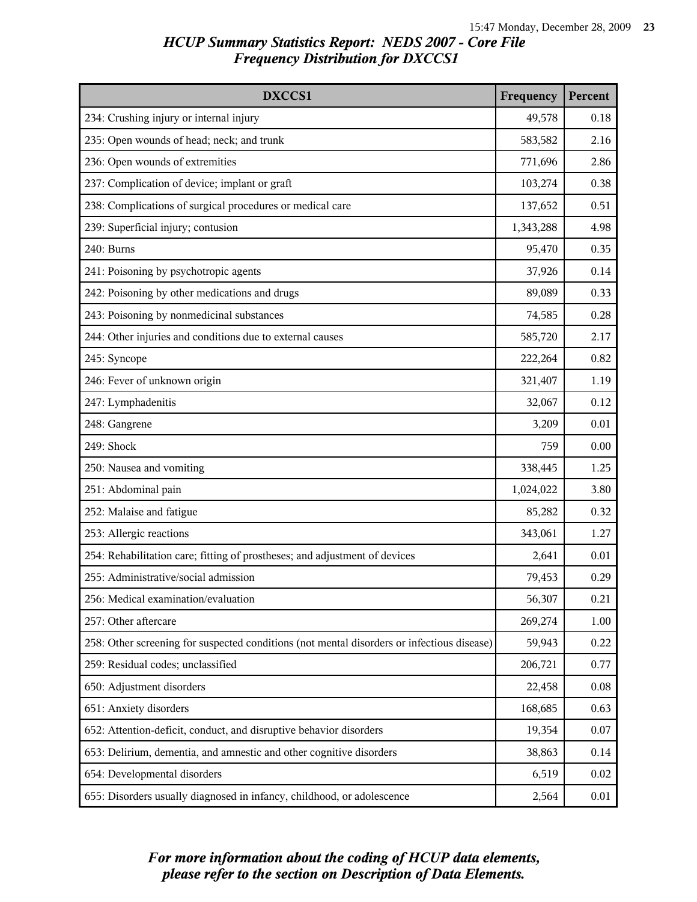# HCUP Summary Statistics Report: NEDS 2007 - Core File
## Frequency Distribution for DXCCS1

| DXCCS1 | Frequency | Percent |
|---|---|---|
| 234: Crushing injury or internal injury | 49,578 | 0.18 |
| 235: Open wounds of head; neck; and trunk | 583,582 | 2.16 |
| 236: Open wounds of extremities | 771,696 | 2.86 |
| 237: Complication of device; implant or graft | 103,274 | 0.38 |
| 238: Complications of surgical procedures or medical care | 137,652 | 0.51 |
| 239: Superficial injury; contusion | 1,343,288 | 4.98 |
| 240: Burns | 95,470 | 0.35 |
| 241: Poisoning by psychotropic agents | 37,926 | 0.14 |
| 242: Poisoning by other medications and drugs | 89,089 | 0.33 |
| 243: Poisoning by nonmedicinal substances | 74,585 | 0.28 |
| 244: Other injuries and conditions due to external causes | 585,720 | 2.17 |
| 245: Syncope | 222,264 | 0.82 |
| 246: Fever of unknown origin | 321,407 | 1.19 |
| 247: Lymphadenitis | 32,067 | 0.12 |
| 248: Gangrene | 3,209 | 0.01 |
| 249: Shock | 759 | 0.00 |
| 250: Nausea and vomiting | 338,445 | 1.25 |
| 251: Abdominal pain | 1,024,022 | 3.80 |
| 252: Malaise and fatigue | 85,282 | 0.32 |
| 253: Allergic reactions | 343,061 | 1.27 |
| 254: Rehabilitation care; fitting of prostheses; and adjustment of devices | 2,641 | 0.01 |
| 255: Administrative/social admission | 79,453 | 0.29 |
| 256: Medical examination/evaluation | 56,307 | 0.21 |
| 257: Other aftercare | 269,274 | 1.00 |
| 258: Other screening for suspected conditions (not mental disorders or infectious disease) | 59,943 | 0.22 |
| 259: Residual codes; unclassified | 206,721 | 0.77 |
| 650: Adjustment disorders | 22,458 | 0.08 |
| 651: Anxiety disorders | 168,685 | 0.63 |
| 652: Attention-deficit, conduct, and disruptive behavior disorders | 19,354 | 0.07 |
| 653: Delirium, dementia, and amnestic and other cognitive disorders | 38,863 | 0.14 |
| 654: Developmental disorders | 6,519 | 0.02 |
| 655: Disorders usually diagnosed in infancy, childhood, or adolescence | 2,564 | 0.01 |

*For more information about the coding of HCUP data elements, please refer to the section on Description of Data Elements.*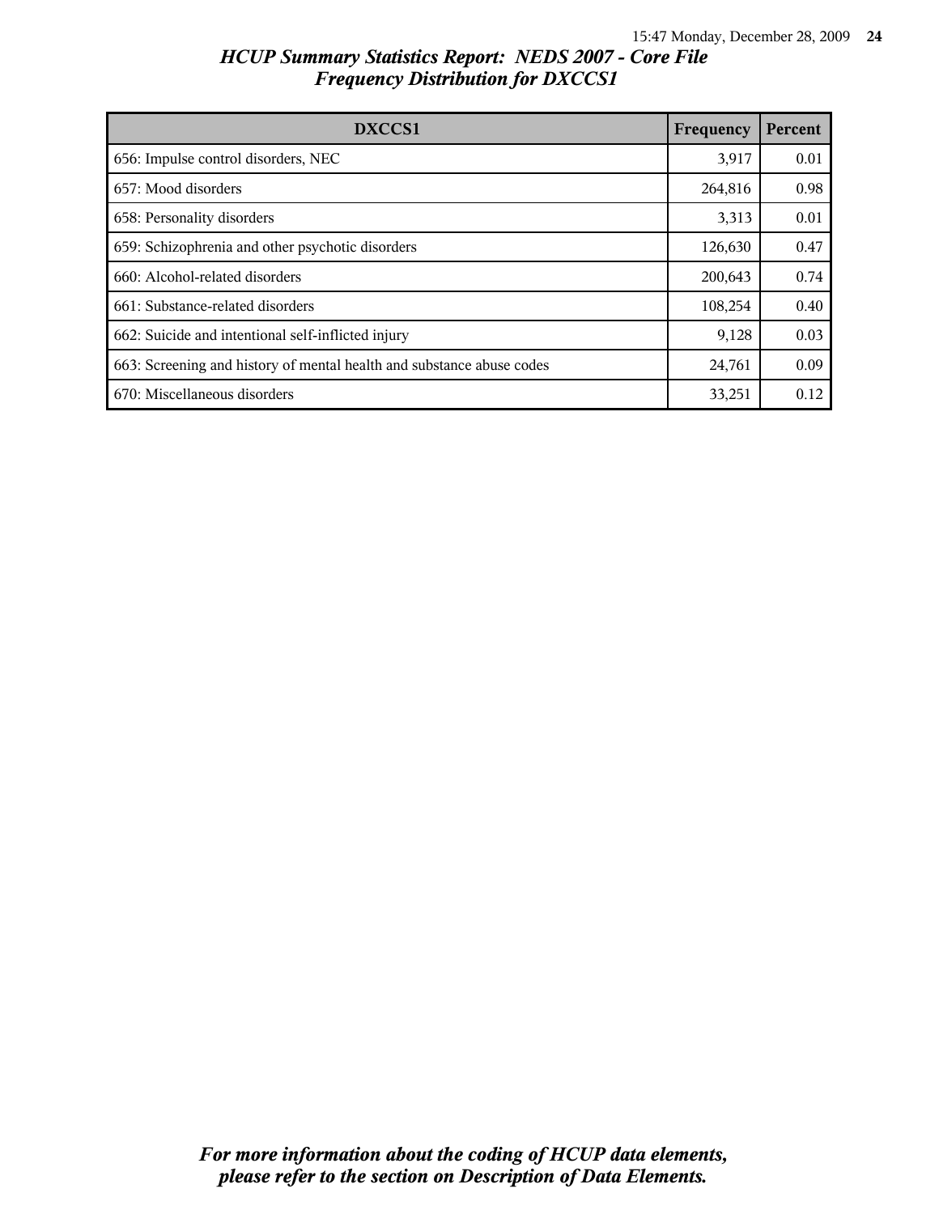# *HCUP Summary Statistics Report: NEDS 2007 - Core File*
## *Frequency Distribution for DXCCS1*

| DXCCS1 | Frequency | Percent |
|---|---|---|
| 656: Impulse control disorders, NEC | 3,917 | 0.01 |
| 657: Mood disorders | 264,816 | 0.98 |
| 658: Personality disorders | 3,313 | 0.01 |
| 659: Schizophrenia and other psychotic disorders | 126,630 | 0.47 |
| 660: Alcohol-related disorders | 200,643 | 0.74 |
| 661: Substance-related disorders | 108,254 | 0.40 |
| 662: Suicide and intentional self-inflicted injury | 9,128 | 0.03 |
| 663: Screening and history of mental health and substance abuse codes | 24,761 | 0.09 |
| 670: Miscellaneous disorders | 33,251 | 0.12 |

***For more information about the coding of HCUP data elements, please refer to the section on Description of Data Elements.***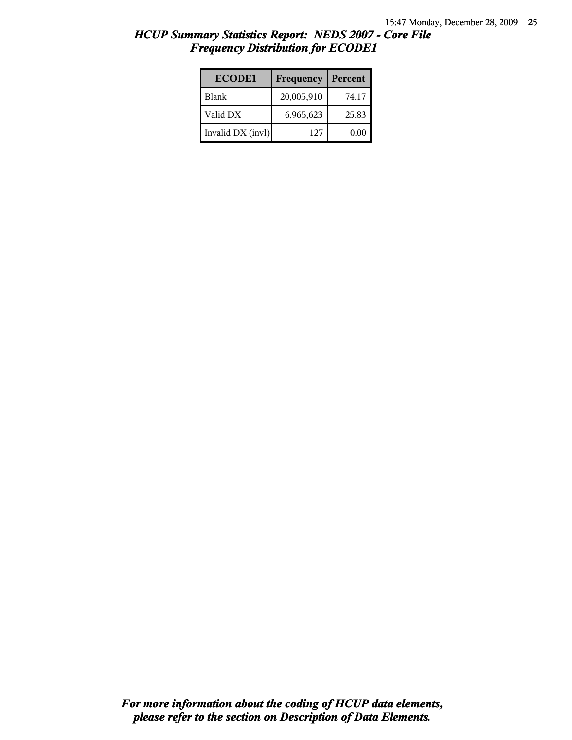## *HCUP Summary Statistics Report: NEDS 2007 - Core File*
## *Frequency Distribution for ECODE1*

| ECODE1 | Frequency | Percent |
|---|---|---|
| Blank | 20,005,910 | 74.17 |
| Valid DX | 6,965,623 | 25.83 |
| Invalid DX (invl) | 127 | 0.00 |

***For more information about the coding of HCUP data elements, please refer to the section on Description of Data Elements.***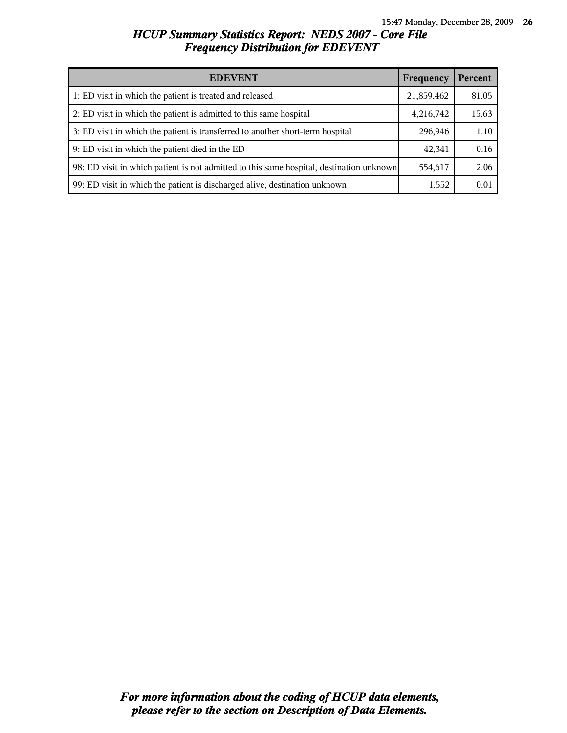# HCUP Summary Statistics Report: NEDS 2007 - Core File
## Frequency Distribution for EDEVENT

| EDEVENT | Frequency | Percent |
|---|---|---|
| 1: ED visit in which the patient is treated and released | 21,859,462 | 81.05 |
| 2: ED visit in which the patient is admitted to this same hospital | 4,216,742 | 15.63 |
| 3: ED visit in which the patient is transferred to another short-term hospital | 296,946 | 1.10 |
| 9: ED visit in which the patient died in the ED | 42,341 | 0.16 |
| 98: ED visit in which patient is not admitted to this same hospital, destination unknown | 554,617 | 2.06 |
| 99: ED visit in which the patient is discharged alive, destination unknown | 1,552 | 0.01 |

*For more information about the coding of HCUP data elements, please refer to the section on Description of Data Elements.*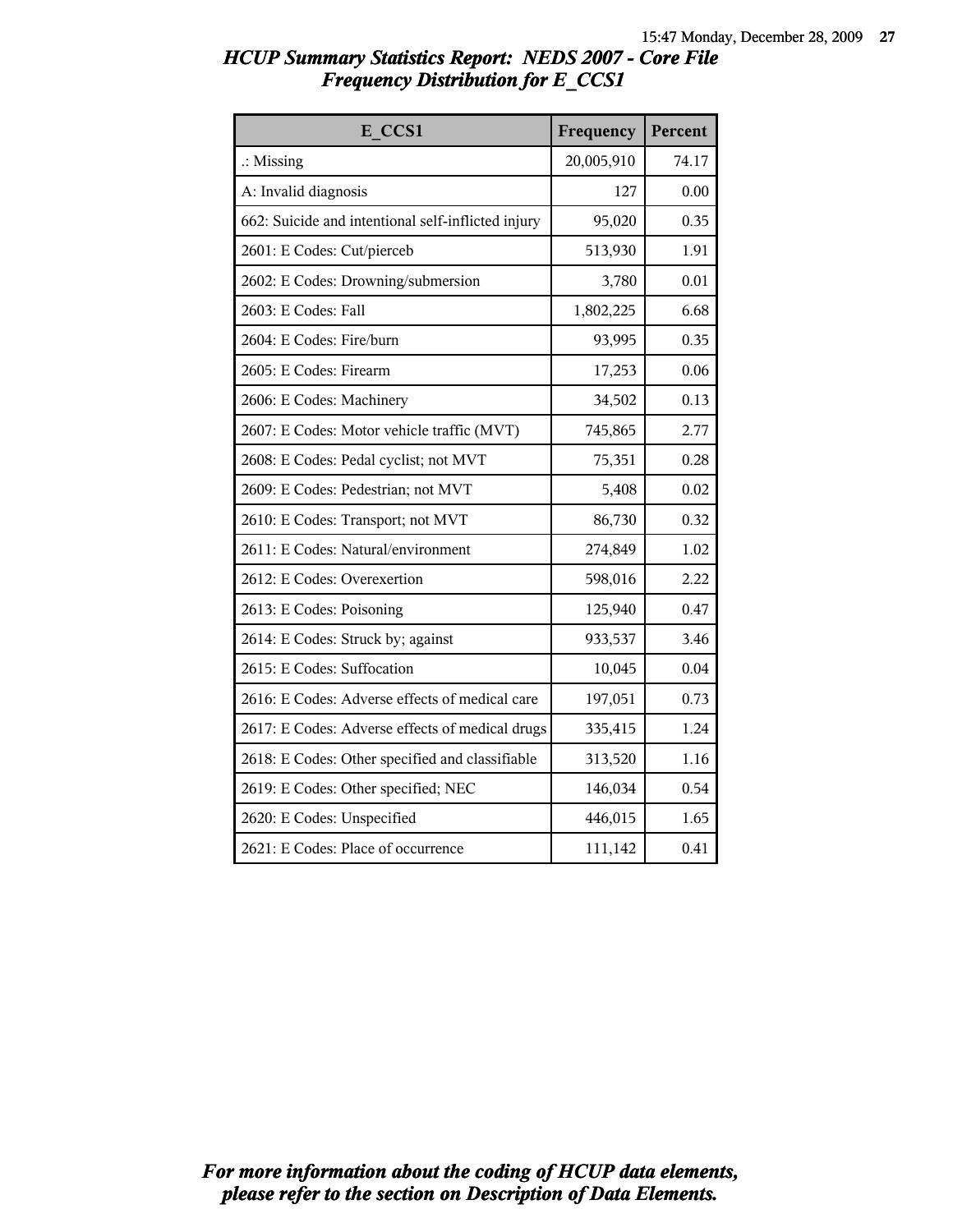## *HCUP Summary Statistics Report: NEDS 2007 - Core File*
## *Frequency Distribution for E_CCS1*

| E_CCS1 | Frequency | Percent |
|---|---|---|
| .: Missing | 20,005,910 | 74.17 |
| A: Invalid diagnosis | 127 | 0.00 |
| 662: Suicide and intentional self-inflicted injury | 95,020 | 0.35 |
| 2601: E Codes: Cut/pierceb | 513,930 | 1.91 |
| 2602: E Codes: Drowning/submersion | 3,780 | 0.01 |
| 2603: E Codes: Fall | 1,802,225 | 6.68 |
| 2604: E Codes: Fire/burn | 93,995 | 0.35 |
| 2605: E Codes: Firearm | 17,253 | 0.06 |
| 2606: E Codes: Machinery | 34,502 | 0.13 |
| 2607: E Codes: Motor vehicle traffic (MVT) | 745,865 | 2.77 |
| 2608: E Codes: Pedal cyclist; not MVT | 75,351 | 0.28 |
| 2609: E Codes: Pedestrian; not MVT | 5,408 | 0.02 |
| 2610: E Codes: Transport; not MVT | 86,730 | 0.32 |
| 2611: E Codes: Natural/environment | 274,849 | 1.02 |
| 2612: E Codes: Overexertion | 598,016 | 2.22 |
| 2613: E Codes: Poisoning | 125,940 | 0.47 |
| 2614: E Codes: Struck by; against | 933,537 | 3.46 |
| 2615: E Codes: Suffocation | 10,045 | 0.04 |
| 2616: E Codes: Adverse effects of medical care | 197,051 | 0.73 |
| 2617: E Codes: Adverse effects of medical drugs | 335,415 | 1.24 |
| 2618: E Codes: Other specified and classifiable | 313,520 | 1.16 |
| 2619: E Codes: Other specified; NEC | 146,034 | 0.54 |
| 2620: E Codes: Unspecified | 446,015 | 1.65 |
| 2621: E Codes: Place of occurrence | 111,142 | 0.41 |

***For more information about the coding of HCUP data elements, please refer to the section on Description of Data Elements.***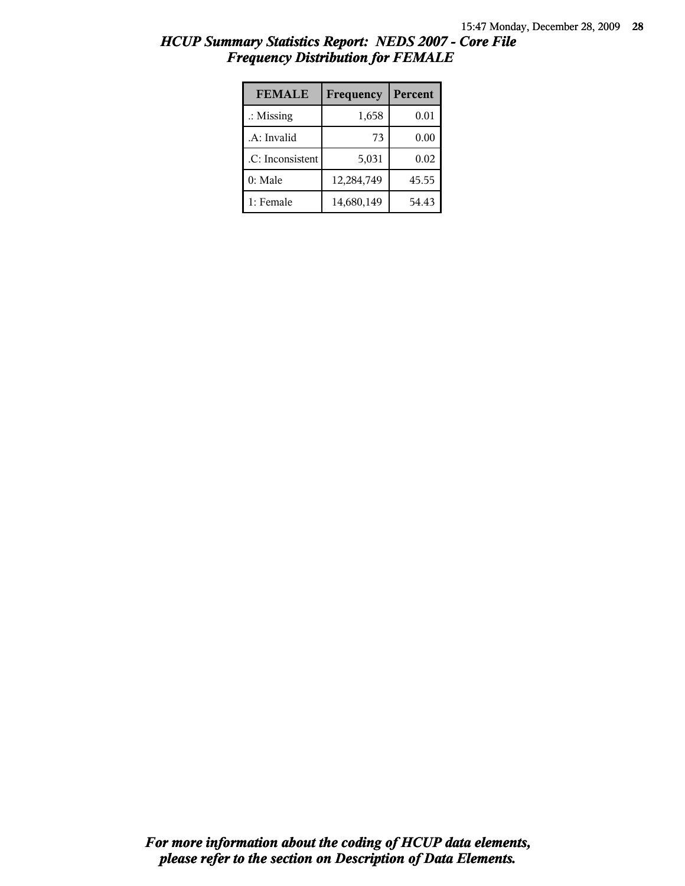# HCUP Summary Statistics Report: NEDS 2007 - Core File
## Frequency Distribution for FEMALE

| FEMALE | Frequency | Percent |
|---|---|---|
| .: Missing | 1,658 | 0.01 |
| .A: Invalid | 73 | 0.00 |
| .C: Inconsistent | 5,031 | 0.02 |
| 0: Male | 12,284,749 | 45.55 |
| 1: Female | 14,680,149 | 54.43 |

***For more information about the coding of HCUP data elements, please refer to the section on Description of Data Elements.***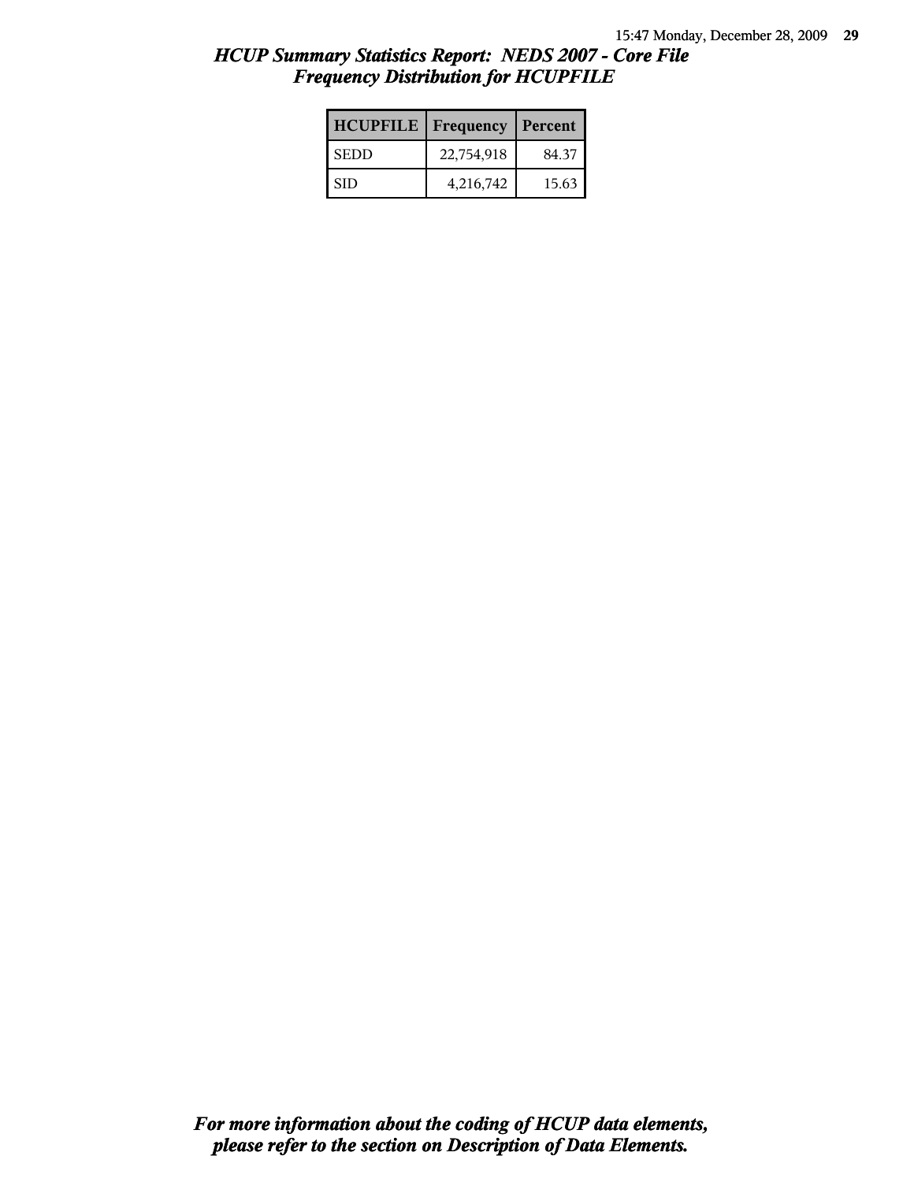# *HCUP Summary Statistics Report: NEDS 2007 - Core File*
## *Frequency Distribution for HCUPFILE*

| HCUPFILE | Frequency | Percent |
|---|---|---|
| SEDD | 22,754,918 | 84.37 |
| SID | 4,216,742 | 15.63 |

***For more information about the coding of HCUP data elements, please refer to the section on Description of Data Elements.***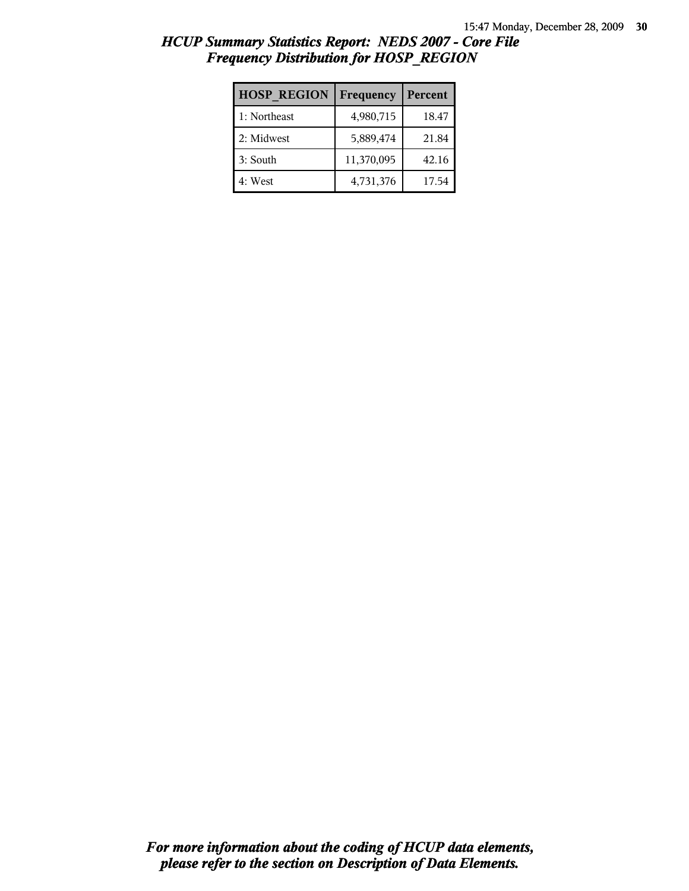## *HCUP Summary Statistics Report: NEDS 2007 - Core File*
## *Frequency Distribution for HOSP_REGION*

| HOSP_REGION | Frequency | Percent |
|---|---|---|
| 1: Northeast | 4,980,715 | 18.47 |
| 2: Midwest | 5,889,474 | 21.84 |
| 3: South | 11,370,095 | 42.16 |
| 4: West | 4,731,376 | 17.54 |

***For more information about the coding of HCUP data elements, please refer to the section on Description of Data Elements.***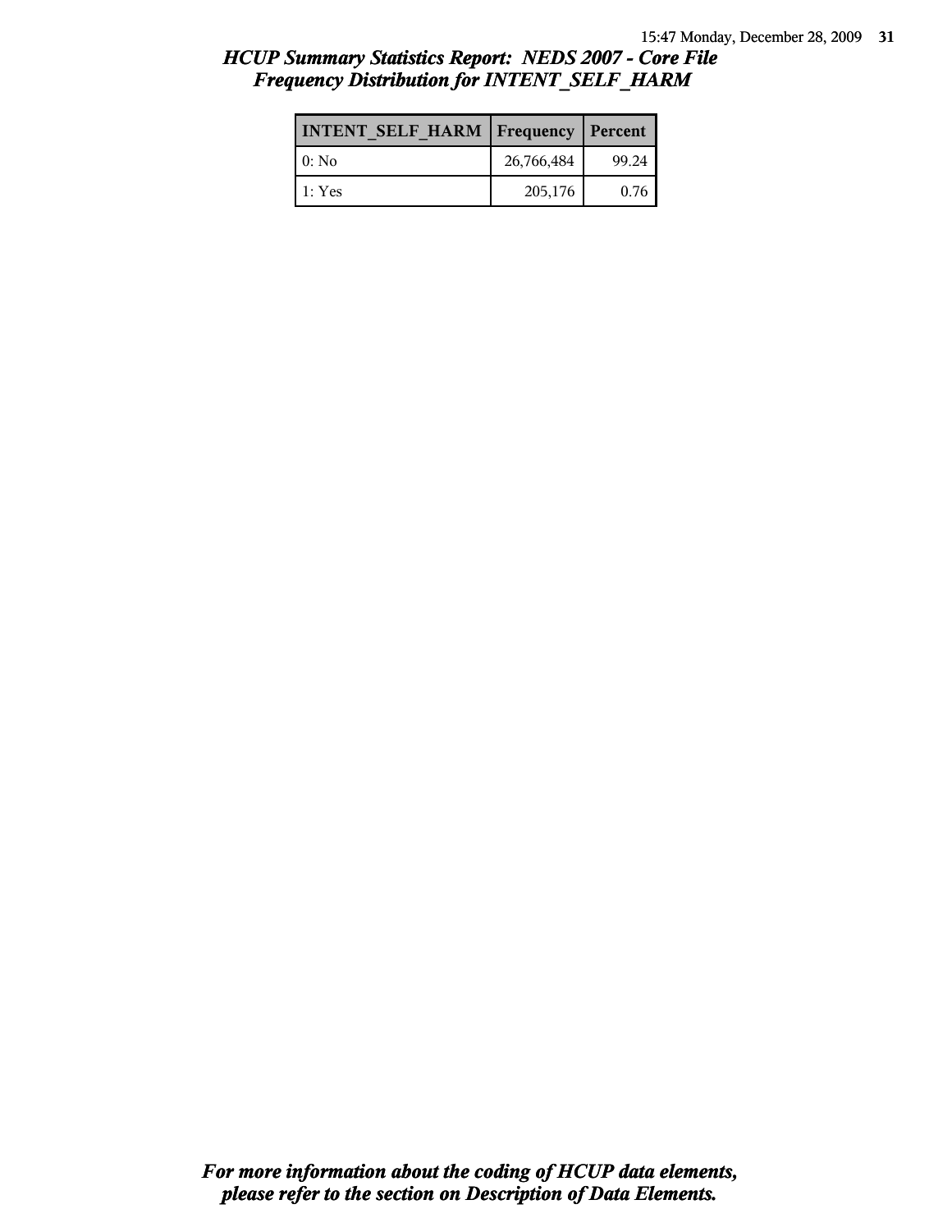## *HCUP Summary Statistics Report: NEDS 2007 - Core File*
## *Frequency Distribution for INTENT_SELF_HARM*

| INTENT_SELF_HARM | Frequency | Percent |
|---|---|---|
| 0: No | 26,766,484 | 99.24 |
| 1: Yes | 205,176 | 0.76 |

***For more information about the coding of HCUP data elements, please refer to the section on Description of Data Elements.***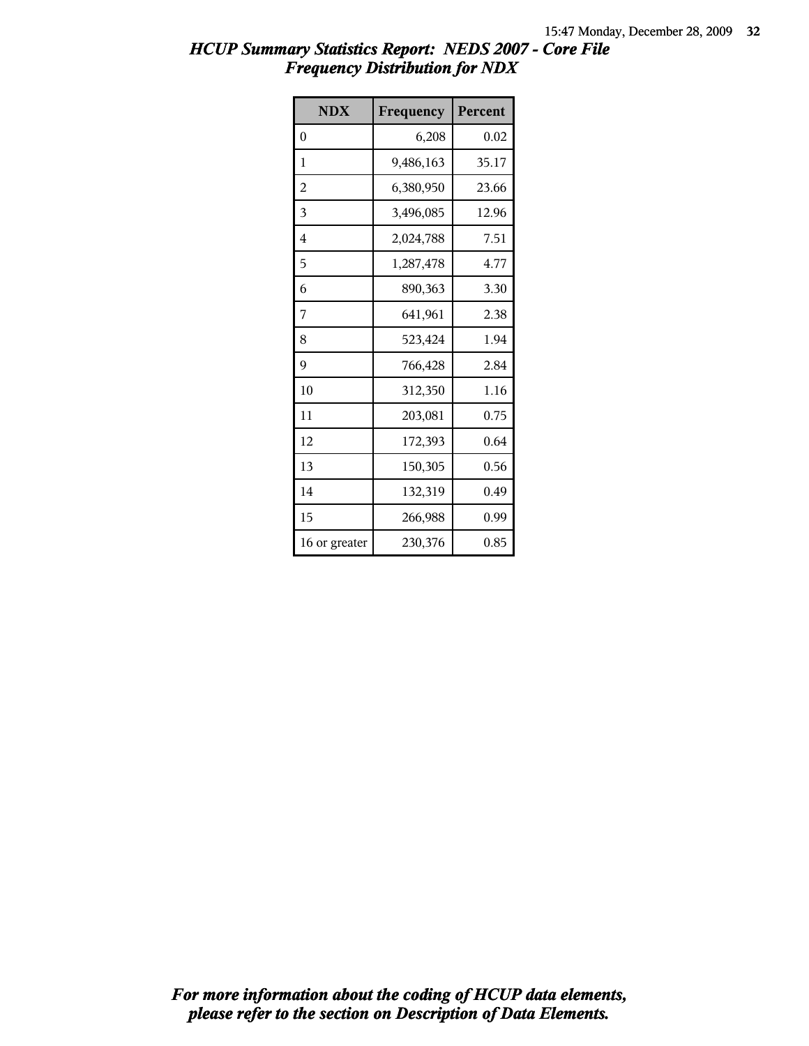## *HCUP Summary Statistics Report: NEDS 2007 - Core File*
## *Frequency Distribution for NDX*

| NDX | Frequency | Percent |
| --- | --- | --- |
| 0 | 6,208 | 0.02 |
| 1 | 9,486,163 | 35.17 |
| 2 | 6,380,950 | 23.66 |
| 3 | 3,496,085 | 12.96 |
| 4 | 2,024,788 | 7.51 |
| 5 | 1,287,478 | 4.77 |
| 6 | 890,363 | 3.30 |
| 7 | 641,961 | 2.38 |
| 8 | 523,424 | 1.94 |
| 9 | 766,428 | 2.84 |
| 10 | 312,350 | 1.16 |
| 11 | 203,081 | 0.75 |
| 12 | 172,393 | 0.64 |
| 13 | 150,305 | 0.56 |
| 14 | 132,319 | 0.49 |
| 15 | 266,988 | 0.99 |
| 16 or greater | 230,376 | 0.85 |

***For more information about the coding of HCUP data elements, please refer to the section on Description of Data Elements.***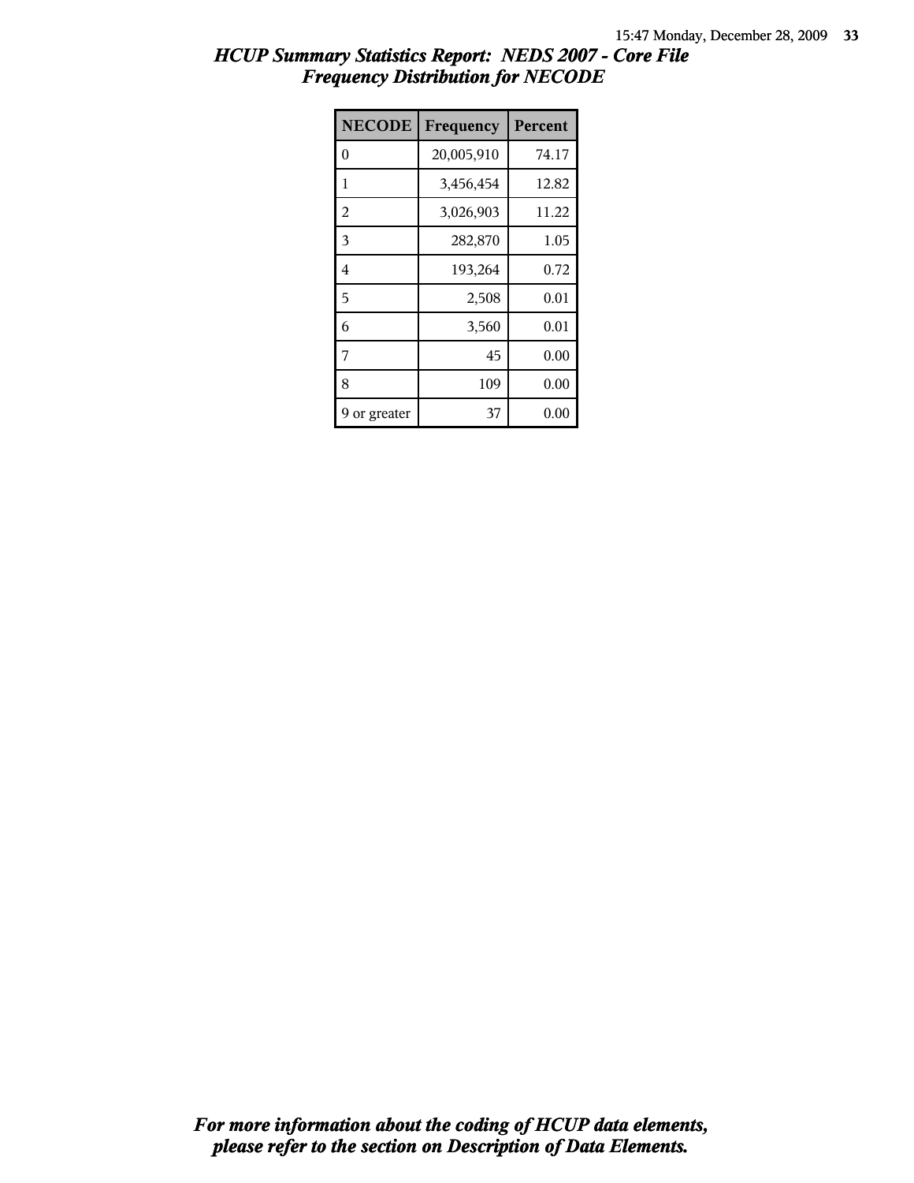# HCUP Summary Statistics Report: NEDS 2007 - Core File
## Frequency Distribution for NECODE

| NECODE | Frequency | Percent |
|---|---|---|
| 0 | 20,005,910 | 74.17 |
| 1 | 3,456,454 | 12.82 |
| 2 | 3,026,903 | 11.22 |
| 3 | 282,870 | 1.05 |
| 4 | 193,264 | 0.72 |
| 5 | 2,508 | 0.01 |
| 6 | 3,560 | 0.01 |
| 7 | 45 | 0.00 |
| 8 | 109 | 0.00 |
| 9 or greater | 37 | 0.00 |

***For more information about the coding of HCUP data elements, please refer to the section on Description of Data Elements.***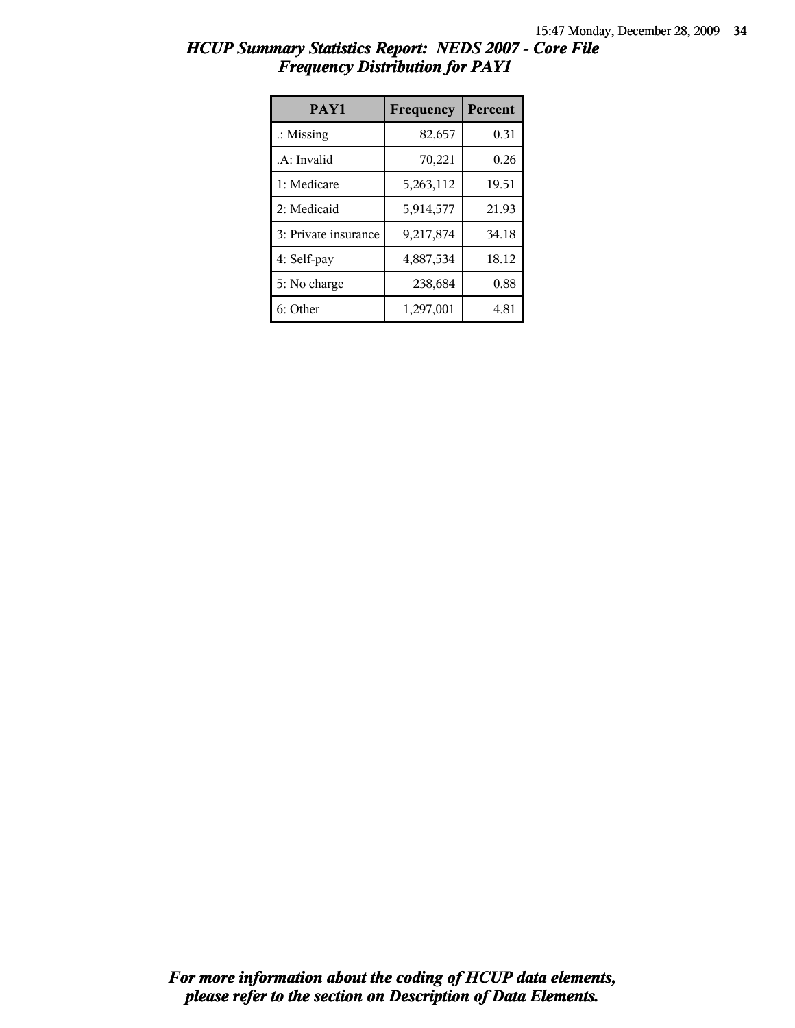# *HCUP Summary Statistics Report: NEDS 2007 - Core File*
## *Frequency Distribution for PAY1*

| PAY1 | Frequency | Percent |
|---|---|---|
| .: Missing | 82,657 | 0.31 |
| .A: Invalid | 70,221 | 0.26 |
| 1: Medicare | 5,263,112 | 19.51 |
| 2: Medicaid | 5,914,577 | 21.93 |
| 3: Private insurance | 9,217,874 | 34.18 |
| 4: Self-pay | 4,887,534 | 18.12 |
| 5: No charge | 238,684 | 0.88 |
| 6: Other | 1,297,001 | 4.81 |

***For more information about the coding of HCUP data elements, please refer to the section on Description of Data Elements.***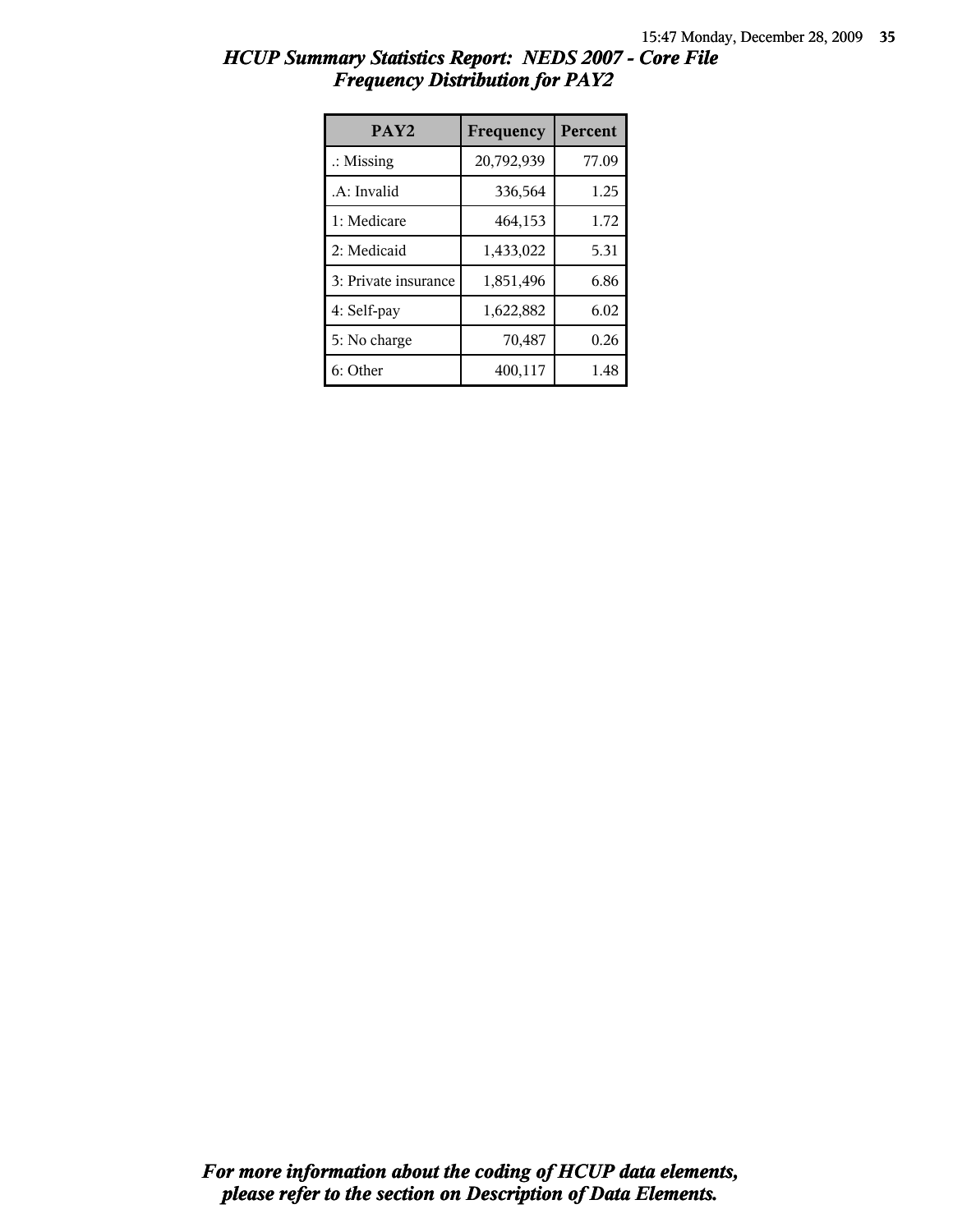# HCUP Summary Statistics Report: NEDS 2007 - Core File

## Frequency Distribution for PAY2

| PAY2 | Frequency | Percent |
|---|---|---|
| .: Missing | 20,792,939 | 77.09 |
| .A: Invalid | 336,564 | 1.25 |
| 1: Medicare | 464,153 | 1.72 |
| 2: Medicaid | 1,433,022 | 5.31 |
| 3: Private insurance | 1,851,496 | 6.86 |
| 4: Self-pay | 1,622,882 | 6.02 |
| 5: No charge | 70,487 | 0.26 |
| 6: Other | 400,117 | 1.48 |

***For more information about the coding of HCUP data elements, please refer to the section on Description of Data Elements.***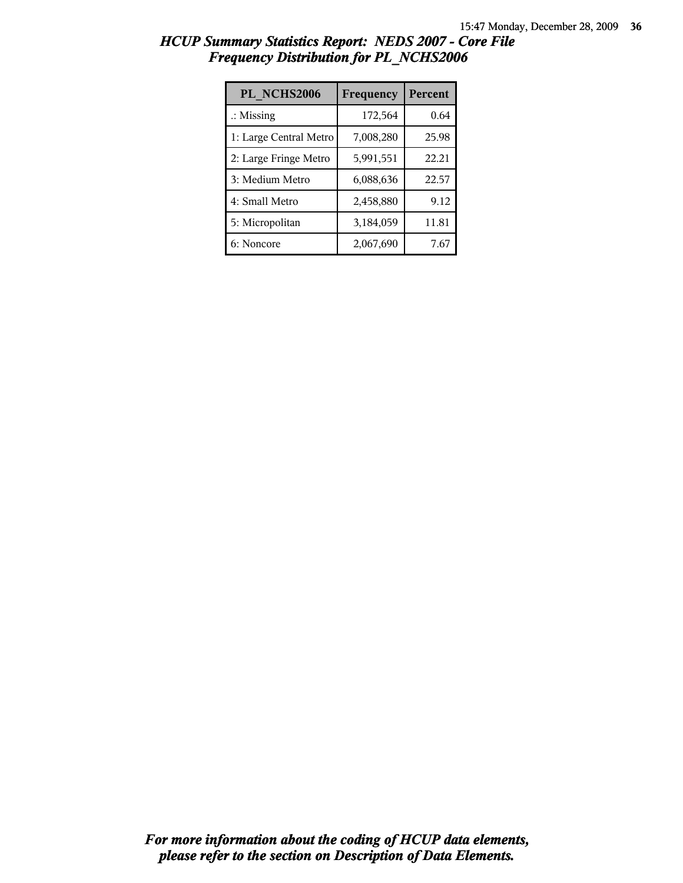# HCUP Summary Statistics Report: NEDS 2007 - Core File
## Frequency Distribution for PL_NCHS2006

| PL_NCHS2006 | Frequency | Percent |
|---|---|---|
| .: Missing | 172,564 | 0.64 |
| 1: Large Central Metro | 7,008,280 | 25.98 |
| 2: Large Fringe Metro | 5,991,551 | 22.21 |
| 3: Medium Metro | 6,088,636 | 22.57 |
| 4: Small Metro | 2,458,880 | 9.12 |
| 5: Micropolitan | 3,184,059 | 11.81 |
| 6: Noncore | 2,067,690 | 7.67 |

***For more information about the coding of HCUP data elements, please refer to the section on Description of Data Elements.***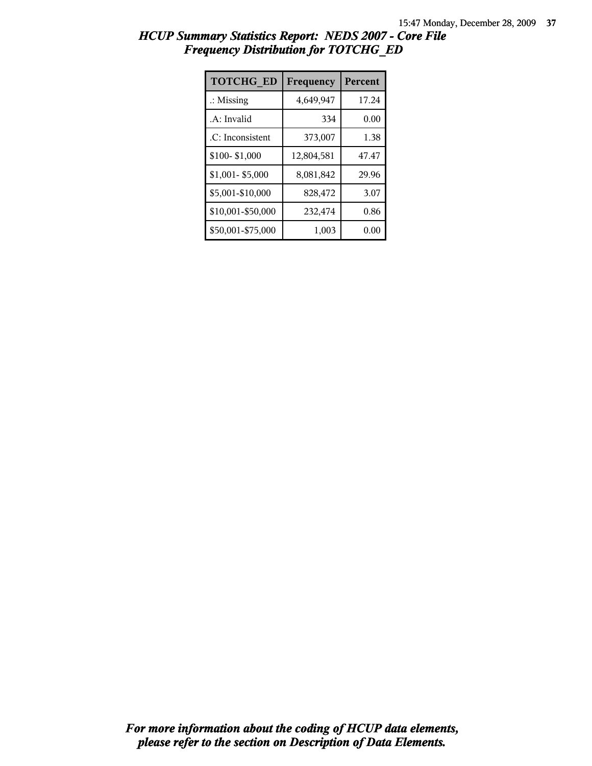## HCUP Summary Statistics Report: NEDS 2007 - Core File
## Frequency Distribution for TOTCHG_ED

| TOTCHG_ED | Frequency | Percent |
|---|---|---|
| .: Missing | 4,649,947 | 17.24 |
| .A: Invalid | 334 | 0.00 |
| .C: Inconsistent | 373,007 | 1.38 |
| $100- $1,000 | 12,804,581 | 47.47 |
| $1,001- $5,000 | 8,081,842 | 29.96 |
| $5,001-$10,000 | 828,472 | 3.07 |
| $10,001-$50,000 | 232,474 | 0.86 |
| $50,001-$75,000 | 1,003 | 0.00 |

***For more information about the coding of HCUP data elements, please refer to the section on Description of Data Elements.***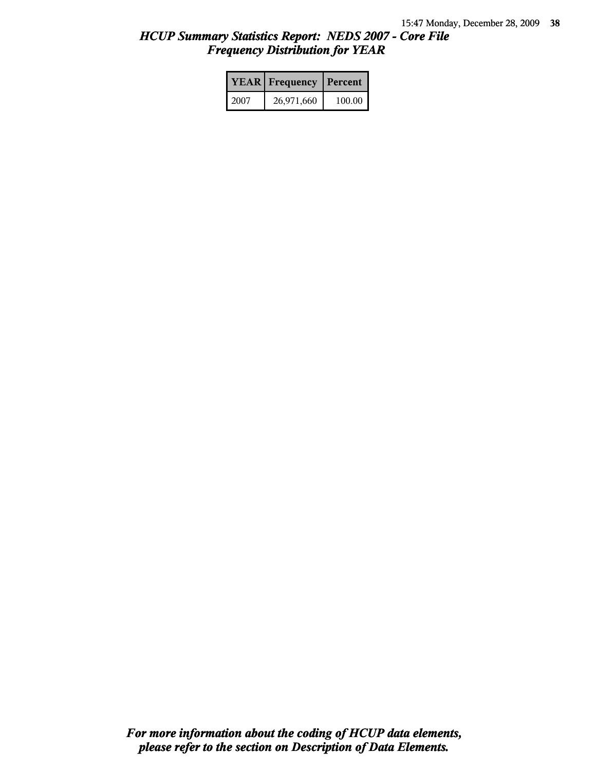*HCUP Summary Statistics Report: NEDS 2007 - Core File*
*Frequency Distribution for YEAR*

| YEAR | Frequency | Percent |
|---|---|---|
| 2007 | 26,971,660 | 100.00 |

***For more information about the coding of HCUP data elements, please refer to the section on Description of Data Elements.***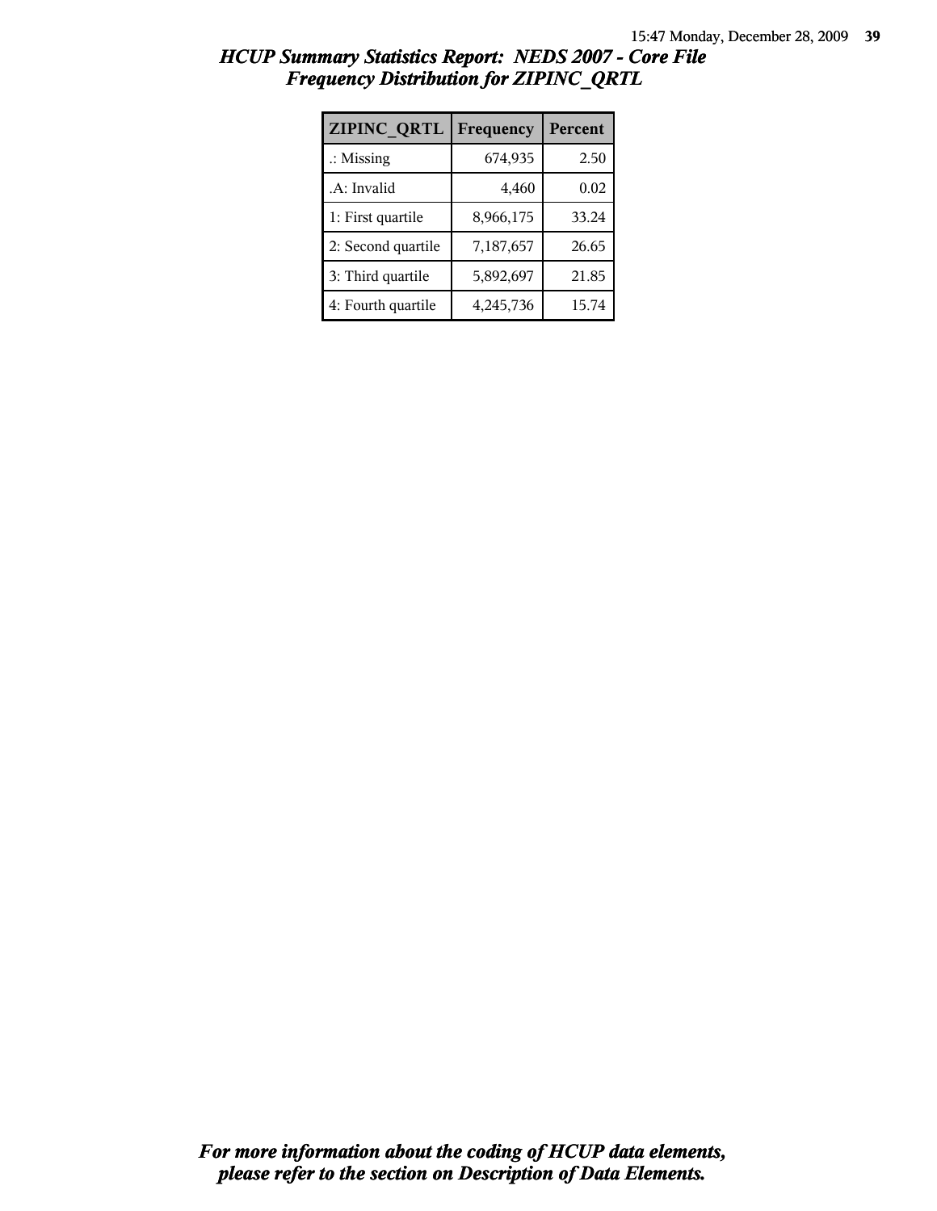## *HCUP Summary Statistics Report: NEDS 2007 - Core File*
## *Frequency Distribution for ZIPINC_QRTL*

| ZIPINC_QRTL | Frequency | Percent |
| --- | --- | --- |
| .: Missing | 674,935 | 2.50 |
| .A: Invalid | 4,460 | 0.02 |
| 1: First quartile | 8,966,175 | 33.24 |
| 2: Second quartile | 7,187,657 | 26.65 |
| 3: Third quartile | 5,892,697 | 21.85 |
| 4: Fourth quartile | 4,245,736 | 15.74 |

***For more information about the coding of HCUP data elements, please refer to the section on Description of Data Elements.***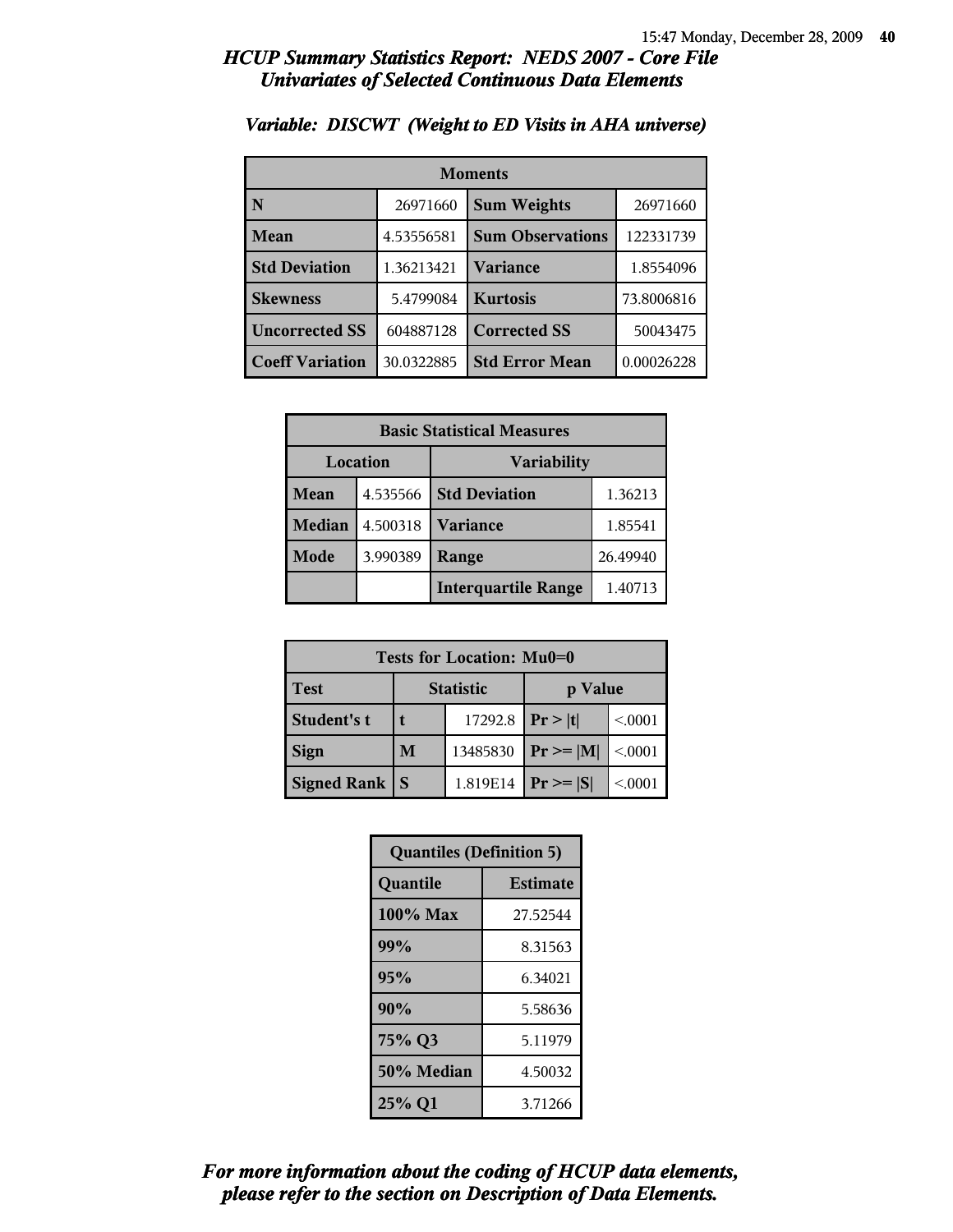## *HCUP Summary Statistics Report: NEDS 2007 - Core File*
## *Univariates of Selected Continuous Data Elements*

### *Variable: DISCWT (Weight to ED Visits in AHA universe)*

| Moments | | | |
|---|---|---|---|
| **N** | 26971660 | **Sum Weights** | 26971660 |
| **Mean** | 4.53556581 | **Sum Observations** | 122331739 |
| **Std Deviation** | 1.36213421 | **Variance** | 1.8554096 |
| **Skewness** | 5.4799084 | **Kurtosis** | 73.8006816 |
| **Uncorrected SS** | 604887128 | **Corrected SS** | 50043475 |
| **Coeff Variation** | 30.0322885 | **Std Error Mean** | 0.00026228 |

| Basic Statistical Measures | | | |
|---|---|---|---|
| Location | | Variability | |
| **Mean** | 4.535566 | **Std Deviation** | 1.36213 |
| **Median** | 4.500318 | **Variance** | 1.85541 |
| **Mode** | 3.990389 | **Range** | 26.49940 |
| | | **Interquartile Range** | 1.40713 |

| Tests for Location: Mu0=0 | | | | |
|---|---|---|---|---|
| **Test** | Statistic | | p Value | |
| **Student's t** | **t** | 17292.8 | **Pr > \|t\|** | <.0001 |
| **Sign** | **M** | 13485830 | **Pr >= \|M\|** | <.0001 |
| **Signed Rank** | **S** | 1.819E14 | **Pr >= \|S\|** | <.0001 |

| Quantiles (Definition 5) | |
|---|---|
| **Quantile** | **Estimate** |
| **100% Max** | 27.52544 |
| **99%** | 8.31563 |
| **95%** | 6.34021 |
| **90%** | 5.58636 |
| **75% Q3** | 5.11979 |
| **50% Median** | 4.50032 |
| **25% Q1** | 3.71266 |

***For more information about the coding of HCUP data elements, please refer to the section on Description of Data Elements.***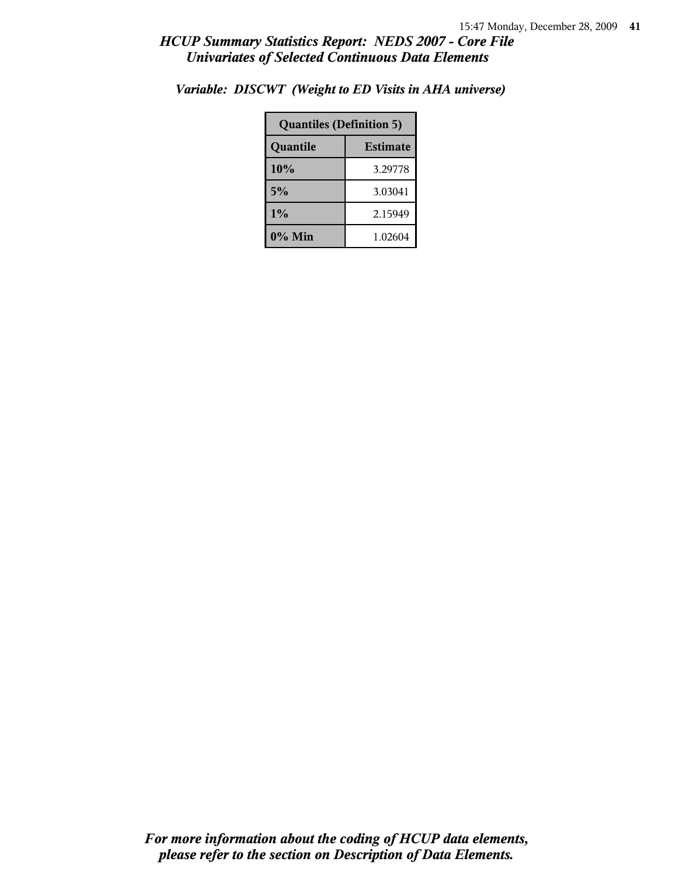*Variable: DISCWT (Weight to ED Visits in AHA universe)*

| Quantiles (Definition 5) | |
|---|---|
| **Quantile** | **Estimate** |
| **10%** | 3.29778 |
| **5%** | 3.03041 |
| **1%** | 2.15949 |
| **0% Min** | 1.02604 |

***For more information about the coding of HCUP data elements, please refer to the section on Description of Data Elements.***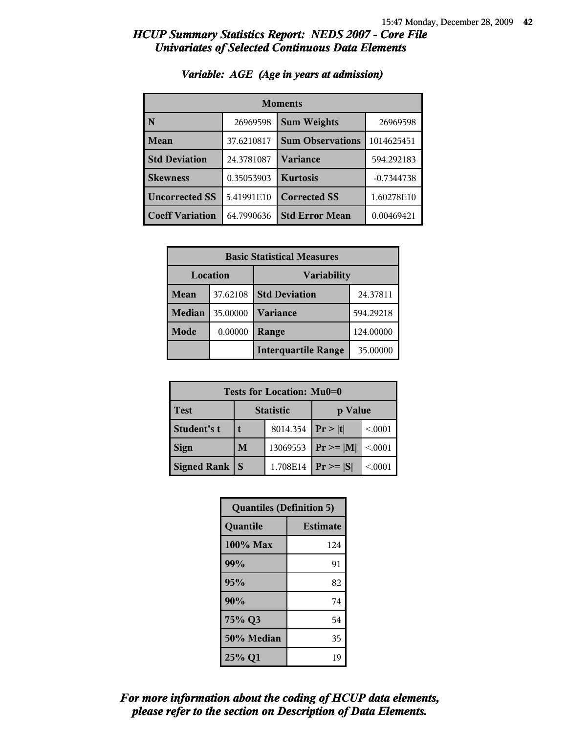## *HCUP Summary Statistics Report: NEDS 2007 - Core File*
## *Univariates of Selected Continuous Data Elements*

### *Variable: AGE (Age in years at admission)*

| Moments | | | |
|---|---|---|---|
| **N** | 26969598 | **Sum Weights** | 26969598 |
| **Mean** | 37.6210817 | **Sum Observations** | 1014625451 |
| **Std Deviation** | 24.3781087 | **Variance** | 594.292183 |
| **Skewness** | 0.35053903 | **Kurtosis** | -0.7344738 |
| **Uncorrected SS** | 5.41991E10 | **Corrected SS** | 1.60278E10 |
| **Coeff Variation** | 64.7990636 | **Std Error Mean** | 0.00469421 |

| Basic Statistical Measures | | | |
|---|---|---|---|
| Location | | Variability | |
| **Mean** | 37.62108 | **Std Deviation** | 24.37811 |
| **Median** | 35.00000 | **Variance** | 594.29218 |
| **Mode** | 0.00000 | **Range** | 124.00000 |
| | | **Interquartile Range** | 35.00000 |

| Tests for Location: Mu0=0 | | | | |
|---|---|---|---|---|
| **Test** | Statistic | | p Value | |
| **Student's t** | **t** | 8014.354 | **Pr > \|t\|** | <.0001 |
| **Sign** | **M** | 13069553 | **Pr >= \|M\|** | <.0001 |
| **Signed Rank** | **S** | 1.708E14 | **Pr >= \|S\|** | <.0001 |

| Quantiles (Definition 5) | |
|---|---|
| **Quantile** | **Estimate** |
| **100% Max** | 124 |
| **99%** | 91 |
| **95%** | 82 |
| **90%** | 74 |
| **75% Q3** | 54 |
| **50% Median** | 35 |
| **25% Q1** | 19 |

***For more information about the coding of HCUP data elements, please refer to the section on Description of Data Elements.***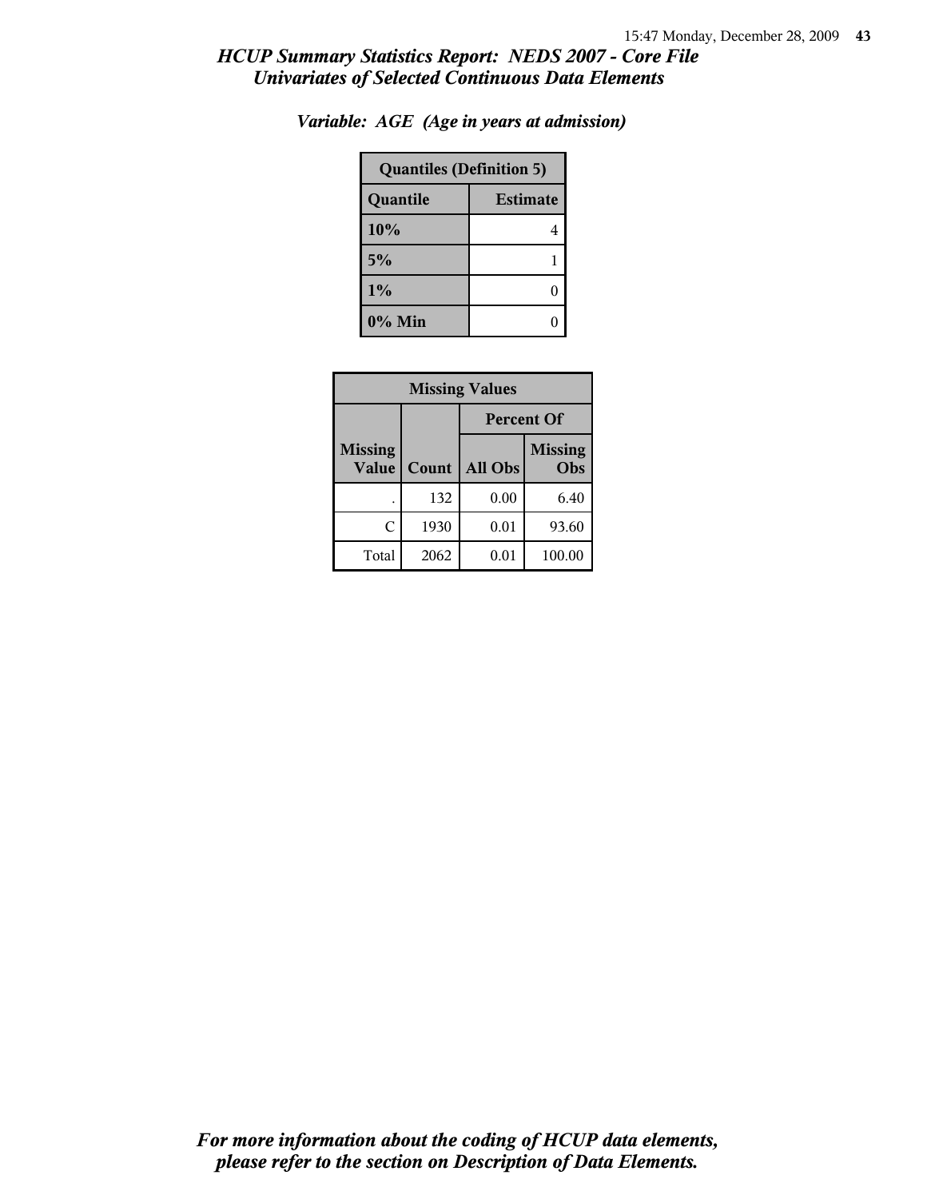*HCUP Summary Statistics Report: NEDS 2007 - Core File*
*Univariates of Selected Continuous Data Elements*

*Variable: AGE (Age in years at admission)*

| Quantiles (Definition 5) | |
|---|---|
| **Quantile** | **Estimate** |
| **10%** | 4 |
| **5%** | 1 |
| **1%** | 0 |
| **0% Min** | 0 |

| Missing Values | | | |
|---|---|---|---|
| | | Percent Of | |
| Missing Value | Count | All Obs | Missing Obs |
| . | 132 | 0.00 | 6.40 |
| C | 1930 | 0.01 | 93.60 |
| Total | 2062 | 0.01 | 100.00 |

*For more information about the coding of HCUP data elements, please refer to the section on Description of Data Elements.*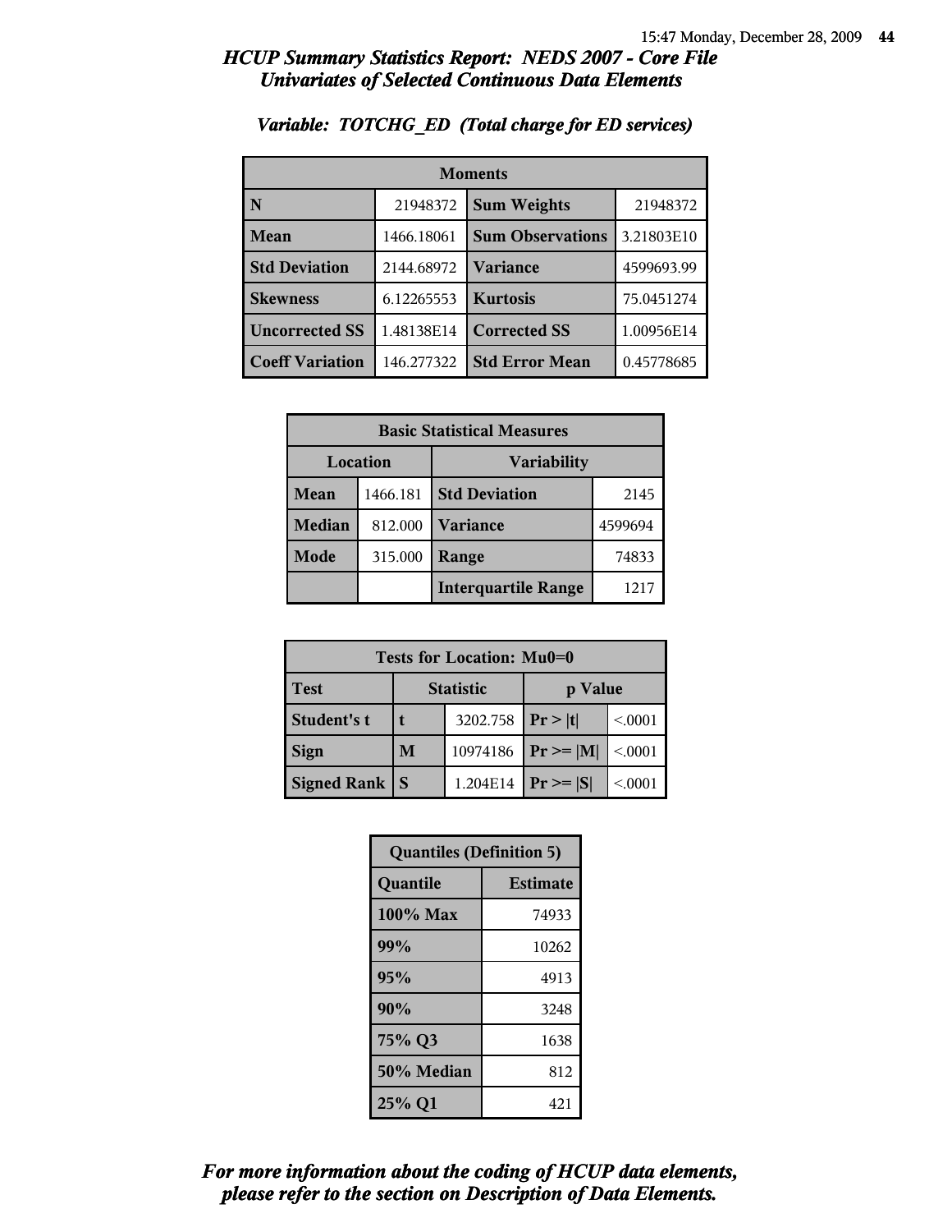## *HCUP Summary Statistics Report: NEDS 2007 - Core File*
## *Univariates of Selected Continuous Data Elements*

### *Variable: TOTCHG_ED (Total charge for ED services)*

| Moments | | | |
|---|---|---|---|
| **N** | 21948372 | **Sum Weights** | 21948372 |
| **Mean** | 1466.18061 | **Sum Observations** | 3.21803E10 |
| **Std Deviation** | 2144.68972 | **Variance** | 4599693.99 |
| **Skewness** | 6.12265553 | **Kurtosis** | 75.0451274 |
| **Uncorrected SS** | 1.48138E14 | **Corrected SS** | 1.00956E14 |
| **Coeff Variation** | 146.277322 | **Std Error Mean** | 0.45778685 |

| Basic Statistical Measures | | | |
|---|---|---|---|
| Location | | Variability | |
| **Mean** | 1466.181 | **Std Deviation** | 2145 |
| **Median** | 812.000 | **Variance** | 4599694 |
| **Mode** | 315.000 | **Range** | 74833 |
| | | **Interquartile Range** | 1217 |

| Tests for Location: Mu0=0 | | | | |
|---|---|---|---|---|
| **Test** | Statistic | | p Value | |
| **Student's t** | **t** | 3202.758 | **Pr > \|t\|** | <.0001 |
| **Sign** | **M** | 10974186 | **Pr >= \|M\|** | <.0001 |
| **Signed Rank** | **S** | 1.204E14 | **Pr >= \|S\|** | <.0001 |

| Quantiles (Definition 5) | |
|---|---|
| **Quantile** | **Estimate** |
| **100% Max** | 74933 |
| **99%** | 10262 |
| **95%** | 4913 |
| **90%** | 3248 |
| **75% Q3** | 1638 |
| **50% Median** | 812 |
| **25% Q1** | 421 |

***For more information about the coding of HCUP data elements, please refer to the section on Description of Data Elements.***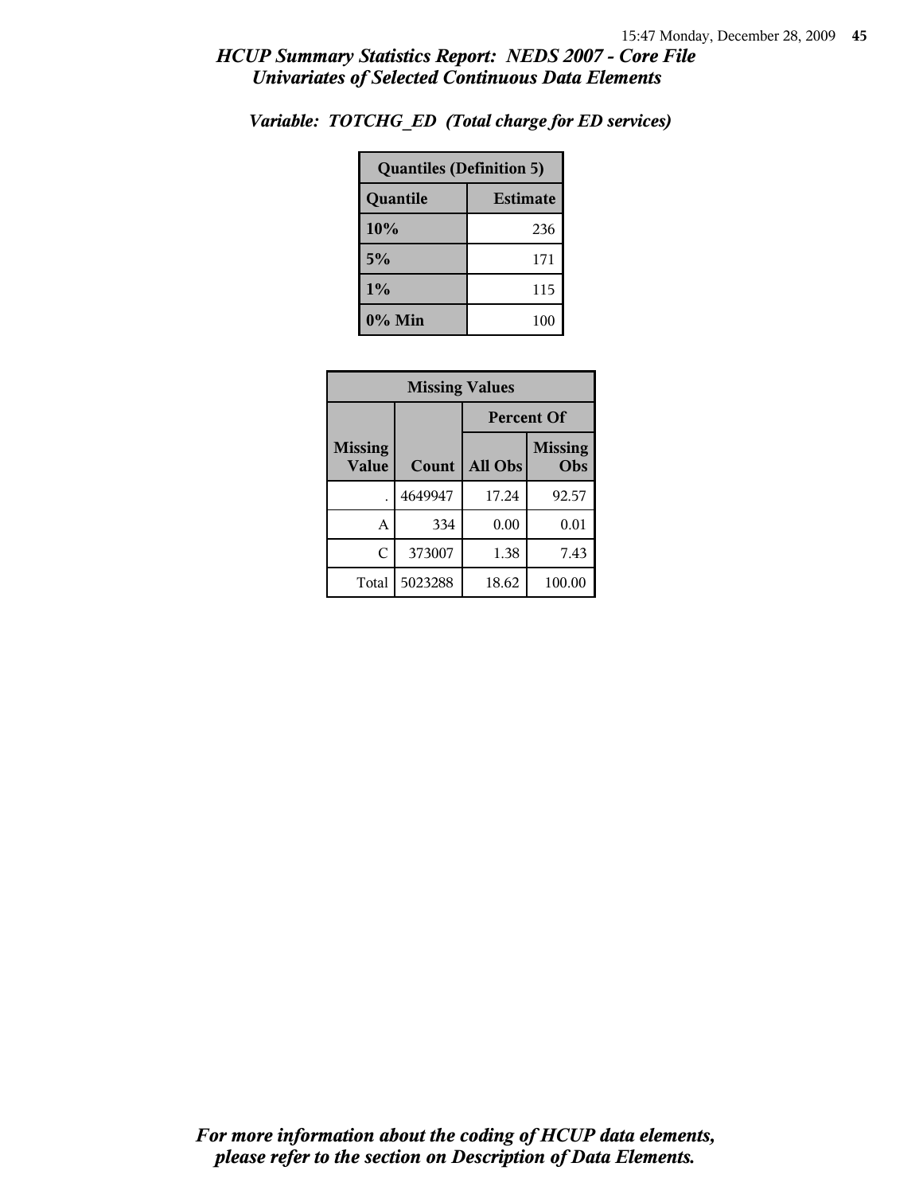# *HCUP Summary Statistics Report: NEDS 2007 - Core File*
## *Univariates of Selected Continuous Data Elements*

### *Variable: TOTCHG_ED (Total charge for ED services)*

| Quantiles (Definition 5) | |
|---|---|
| **Quantile** | **Estimate** |
| **10%** | 236 |
| **5%** | 171 |
| **1%** | 115 |
| **0% Min** | 100 |

| Missing Values | | | |
|---|---|---|---|
| | | Percent Of | |
| Missing Value | Count | All Obs | Missing Obs |
| . | 4649947 | 17.24 | 92.57 |
| A | 334 | 0.00 | 0.01 |
| C | 373007 | 1.38 | 7.43 |
| Total | 5023288 | 18.62 | 100.00 |

*For more information about the coding of HCUP data elements, please refer to the section on Description of Data Elements.*